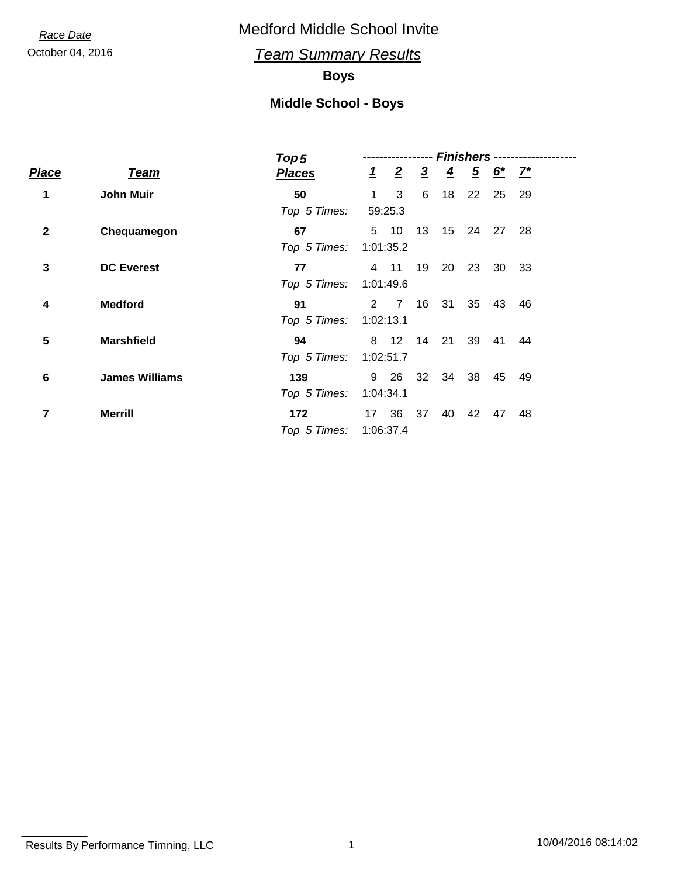*Race Date*

October 04, 2016

# Medford Middle School Invite

## *Team Summary Results*

### Boys

### Middle School - Boys

| Place | Team | Top 5 Places | 1 | 2 | 3 | 4 | 5 | 6* | 7* |
|---|---|---|---|---|---|---|---|---|---|
| 1 | **John Muir** | **50** | 1 | 3 | 6 | 18 | 22 | 25 | 29 |
| | | *Top 5 Times:* | 59:25.3 | | | | | | |
| 2 | **Chequamegon** | **67** | 5 | 10 | 13 | 15 | 24 | 27 | 28 |
| | | *Top 5 Times:* | 1:01:35.2 | | | | | | |
| 3 | **DC Everest** | **77** | 4 | 11 | 19 | 20 | 23 | 30 | 33 |
| | | *Top 5 Times:* | 1:01:49.6 | | | | | | |
| 4 | **Medford** | **91** | 2 | 7 | 16 | 31 | 35 | 43 | 46 |
| | | *Top 5 Times:* | 1:02:13.1 | | | | | | |
| 5 | **Marshfield** | **94** | 8 | 12 | 14 | 21 | 39 | 41 | 44 |
| | | *Top 5 Times:* | 1:02:51.7 | | | | | | |
| 6 | **James Williams** | **139** | 9 | 26 | 32 | 34 | 38 | 45 | 49 |
| | | *Top 5 Times:* | 1:04:34.1 | | | | | | |
| 7 | **Merrill** | **172** | 17 | 36 | 37 | 40 | 42 | 47 | 48 |
| | | *Top 5 Times:* | 1:06:37.4 | | | | | | |

Results By Performance Timning, LLC

10/04/2016 08:14:02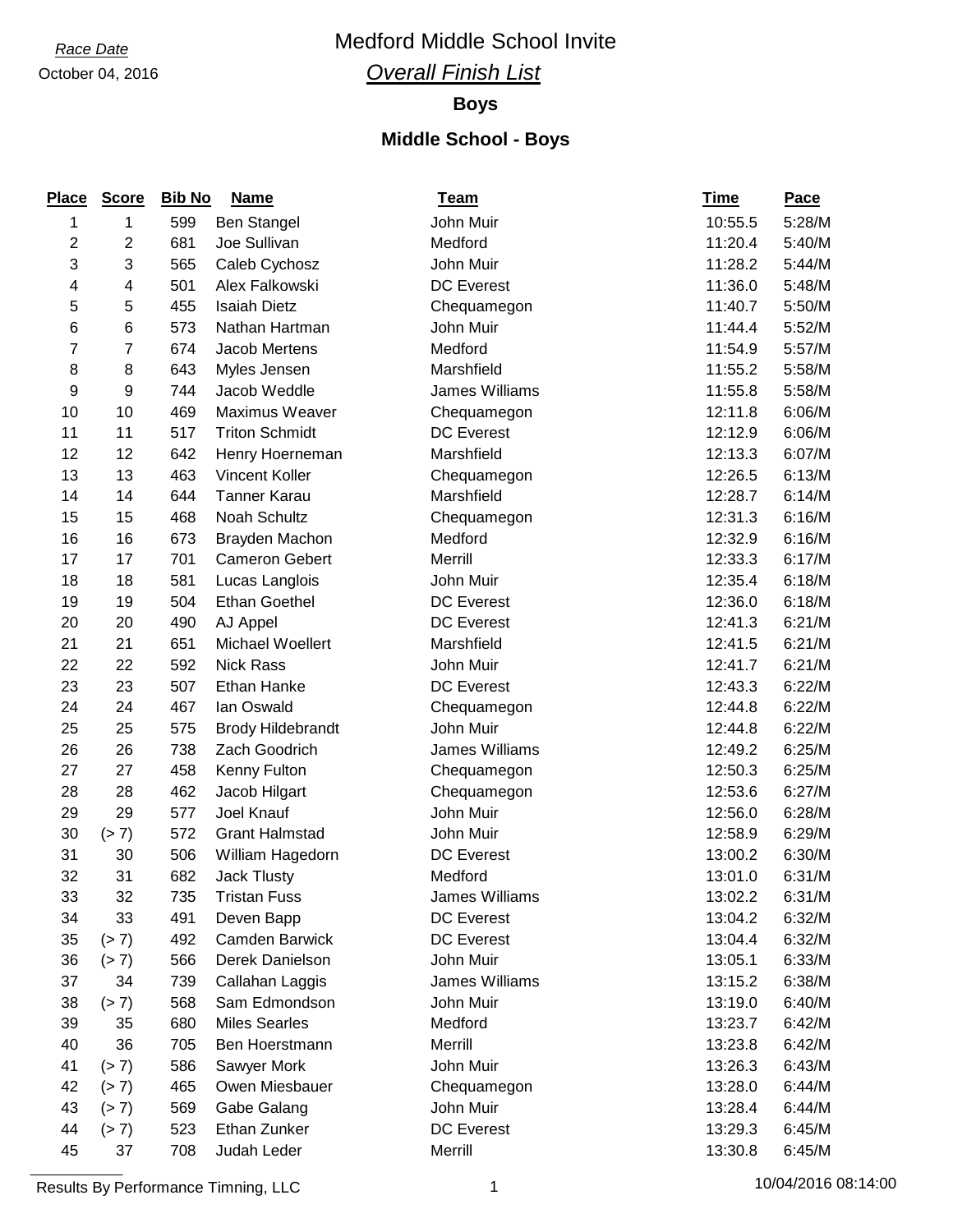*Race Date*

October 04, 2016

# Medford Middle School Invite

## *Overall Finish List*

### Boys

### Middle School - Boys

| Place | Score | Bib No | Name | Team | Time | Pace |
|---|---|---|---|---|---|---|
| 1 | 1 | 599 | Ben Stangel | John Muir | 10:55.5 | 5:28/M |
| 2 | 2 | 681 | Joe Sullivan | Medford | 11:20.4 | 5:40/M |
| 3 | 3 | 565 | Caleb Cychosz | John Muir | 11:28.2 | 5:44/M |
| 4 | 4 | 501 | Alex Falkowski | DC Everest | 11:36.0 | 5:48/M |
| 5 | 5 | 455 | Isaiah Dietz | Chequamegon | 11:40.7 | 5:50/M |
| 6 | 6 | 573 | Nathan Hartman | John Muir | 11:44.4 | 5:52/M |
| 7 | 7 | 674 | Jacob Mertens | Medford | 11:54.9 | 5:57/M |
| 8 | 8 | 643 | Myles Jensen | Marshfield | 11:55.2 | 5:58/M |
| 9 | 9 | 744 | Jacob Weddle | James Williams | 11:55.8 | 5:58/M |
| 10 | 10 | 469 | Maximus Weaver | Chequamegon | 12:11.8 | 6:06/M |
| 11 | 11 | 517 | Triton Schmidt | DC Everest | 12:12.9 | 6:06/M |
| 12 | 12 | 642 | Henry Hoerneman | Marshfield | 12:13.3 | 6:07/M |
| 13 | 13 | 463 | Vincent Koller | Chequamegon | 12:26.5 | 6:13/M |
| 14 | 14 | 644 | Tanner Karau | Marshfield | 12:28.7 | 6:14/M |
| 15 | 15 | 468 | Noah Schultz | Chequamegon | 12:31.3 | 6:16/M |
| 16 | 16 | 673 | Brayden Machon | Medford | 12:32.9 | 6:16/M |
| 17 | 17 | 701 | Cameron Gebert | Merrill | 12:33.3 | 6:17/M |
| 18 | 18 | 581 | Lucas Langlois | John Muir | 12:35.4 | 6:18/M |
| 19 | 19 | 504 | Ethan Goethel | DC Everest | 12:36.0 | 6:18/M |
| 20 | 20 | 490 | AJ Appel | DC Everest | 12:41.3 | 6:21/M |
| 21 | 21 | 651 | Michael Woellert | Marshfield | 12:41.5 | 6:21/M |
| 22 | 22 | 592 | Nick Rass | John Muir | 12:41.7 | 6:21/M |
| 23 | 23 | 507 | Ethan Hanke | DC Everest | 12:43.3 | 6:22/M |
| 24 | 24 | 467 | Ian Oswald | Chequamegon | 12:44.8 | 6:22/M |
| 25 | 25 | 575 | Brody Hildebrandt | John Muir | 12:44.8 | 6:22/M |
| 26 | 26 | 738 | Zach Goodrich | James Williams | 12:49.2 | 6:25/M |
| 27 | 27 | 458 | Kenny Fulton | Chequamegon | 12:50.3 | 6:25/M |
| 28 | 28 | 462 | Jacob Hilgart | Chequamegon | 12:53.6 | 6:27/M |
| 29 | 29 | 577 | Joel Knauf | John Muir | 12:56.0 | 6:28/M |
| 30 | (> 7) | 572 | Grant Halmstad | John Muir | 12:58.9 | 6:29/M |
| 31 | 30 | 506 | William Hagedorn | DC Everest | 13:00.2 | 6:30/M |
| 32 | 31 | 682 | Jack Tlusty | Medford | 13:01.0 | 6:31/M |
| 33 | 32 | 735 | Tristan Fuss | James Williams | 13:02.2 | 6:31/M |
| 34 | 33 | 491 | Deven Bapp | DC Everest | 13:04.2 | 6:32/M |
| 35 | (> 7) | 492 | Camden Barwick | DC Everest | 13:04.4 | 6:32/M |
| 36 | (> 7) | 566 | Derek Danielson | John Muir | 13:05.1 | 6:33/M |
| 37 | 34 | 739 | Callahan Laggis | James Williams | 13:15.2 | 6:38/M |
| 38 | (> 7) | 568 | Sam Edmondson | John Muir | 13:19.0 | 6:40/M |
| 39 | 35 | 680 | Miles Searles | Medford | 13:23.7 | 6:42/M |
| 40 | 36 | 705 | Ben Hoerstmann | Merrill | 13:23.8 | 6:42/M |
| 41 | (> 7) | 586 | Sawyer Mork | John Muir | 13:26.3 | 6:43/M |
| 42 | (> 7) | 465 | Owen Miesbauer | Chequamegon | 13:28.0 | 6:44/M |
| 43 | (> 7) | 569 | Gabe Galang | John Muir | 13:28.4 | 6:44/M |
| 44 | (> 7) | 523 | Ethan Zunker | DC Everest | 13:29.3 | 6:45/M |
| 45 | 37 | 708 | Judah Leder | Merrill | 13:30.8 | 6:45/M |

Results By Performance Timning, LLC 10/04/2016 08:14:00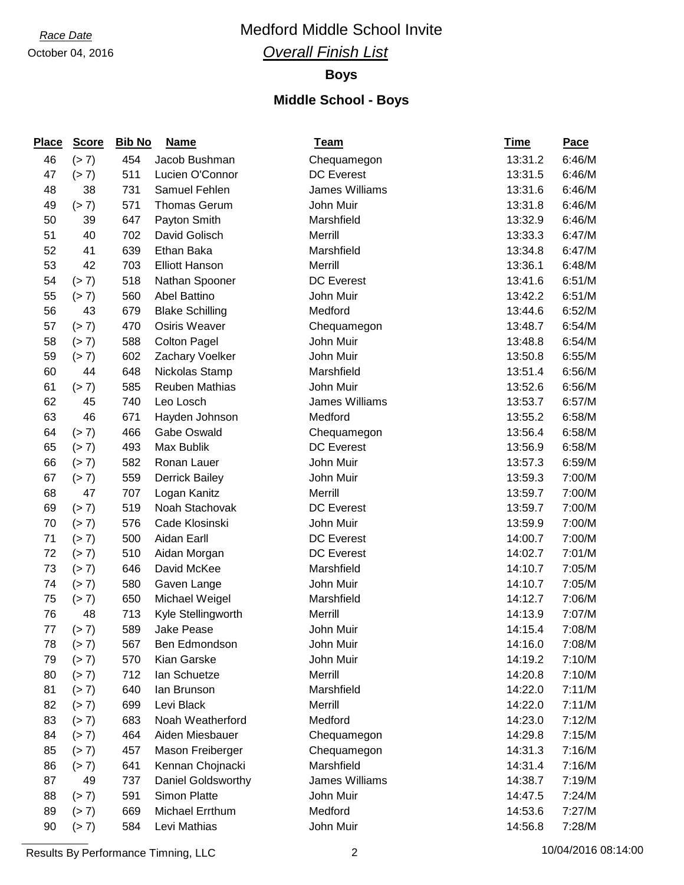*Race Date*

October 04, 2016

# Medford Middle School Invite

## *Overall Finish List*

### Boys

### Middle School - Boys

| Place | Score | Bib No | Name | Team | Time | Pace |
|---|---|---|---|---|---|---|
| 46 | (> 7) | 454 | Jacob Bushman | Chequamegon | 13:31.2 | 6:46/M |
| 47 | (> 7) | 511 | Lucien O'Connor | DC Everest | 13:31.5 | 6:46/M |
| 48 | 38 | 731 | Samuel Fehlen | James Williams | 13:31.6 | 6:46/M |
| 49 | (> 7) | 571 | Thomas Gerum | John Muir | 13:31.8 | 6:46/M |
| 50 | 39 | 647 | Payton Smith | Marshfield | 13:32.9 | 6:46/M |
| 51 | 40 | 702 | David Golisch | Merrill | 13:33.3 | 6:47/M |
| 52 | 41 | 639 | Ethan Baka | Marshfield | 13:34.8 | 6:47/M |
| 53 | 42 | 703 | Elliott Hanson | Merrill | 13:36.1 | 6:48/M |
| 54 | (> 7) | 518 | Nathan Spooner | DC Everest | 13:41.6 | 6:51/M |
| 55 | (> 7) | 560 | Abel Battino | John Muir | 13:42.2 | 6:51/M |
| 56 | 43 | 679 | Blake Schilling | Medford | 13:44.6 | 6:52/M |
| 57 | (> 7) | 470 | Osiris Weaver | Chequamegon | 13:48.7 | 6:54/M |
| 58 | (> 7) | 588 | Colton Pagel | John Muir | 13:48.8 | 6:54/M |
| 59 | (> 7) | 602 | Zachary Voelker | John Muir | 13:50.8 | 6:55/M |
| 60 | 44 | 648 | Nickolas Stamp | Marshfield | 13:51.4 | 6:56/M |
| 61 | (> 7) | 585 | Reuben Mathias | John Muir | 13:52.6 | 6:56/M |
| 62 | 45 | 740 | Leo Losch | James Williams | 13:53.7 | 6:57/M |
| 63 | 46 | 671 | Hayden Johnson | Medford | 13:55.2 | 6:58/M |
| 64 | (> 7) | 466 | Gabe Oswald | Chequamegon | 13:56.4 | 6:58/M |
| 65 | (> 7) | 493 | Max Bublik | DC Everest | 13:56.9 | 6:58/M |
| 66 | (> 7) | 582 | Ronan Lauer | John Muir | 13:57.3 | 6:59/M |
| 67 | (> 7) | 559 | Derrick Bailey | John Muir | 13:59.3 | 7:00/M |
| 68 | 47 | 707 | Logan Kanitz | Merrill | 13:59.7 | 7:00/M |
| 69 | (> 7) | 519 | Noah Stachovak | DC Everest | 13:59.7 | 7:00/M |
| 70 | (> 7) | 576 | Cade Klosinski | John Muir | 13:59.9 | 7:00/M |
| 71 | (> 7) | 500 | Aidan Earll | DC Everest | 14:00.7 | 7:00/M |
| 72 | (> 7) | 510 | Aidan Morgan | DC Everest | 14:02.7 | 7:01/M |
| 73 | (> 7) | 646 | David McKee | Marshfield | 14:10.7 | 7:05/M |
| 74 | (> 7) | 580 | Gaven Lange | John Muir | 14:10.7 | 7:05/M |
| 75 | (> 7) | 650 | Michael Weigel | Marshfield | 14:12.7 | 7:06/M |
| 76 | 48 | 713 | Kyle Stellingworth | Merrill | 14:13.9 | 7:07/M |
| 77 | (> 7) | 589 | Jake Pease | John Muir | 14:15.4 | 7:08/M |
| 78 | (> 7) | 567 | Ben Edmondson | John Muir | 14:16.0 | 7:08/M |
| 79 | (> 7) | 570 | Kian Garske | John Muir | 14:19.2 | 7:10/M |
| 80 | (> 7) | 712 | Ian Schuetze | Merrill | 14:20.8 | 7:10/M |
| 81 | (> 7) | 640 | Ian Brunson | Marshfield | 14:22.0 | 7:11/M |
| 82 | (> 7) | 699 | Levi Black | Merrill | 14:22.0 | 7:11/M |
| 83 | (> 7) | 683 | Noah Weatherford | Medford | 14:23.0 | 7:12/M |
| 84 | (> 7) | 464 | Aiden Miesbauer | Chequamegon | 14:29.8 | 7:15/M |
| 85 | (> 7) | 457 | Mason Freiberger | Chequamegon | 14:31.3 | 7:16/M |
| 86 | (> 7) | 641 | Kennan Chojnacki | Marshfield | 14:31.4 | 7:16/M |
| 87 | 49 | 737 | Daniel Goldsworthy | James Williams | 14:38.7 | 7:19/M |
| 88 | (> 7) | 591 | Simon Platte | John Muir | 14:47.5 | 7:24/M |
| 89 | (> 7) | 669 | Michael Errthum | Medford | 14:53.6 | 7:27/M |
| 90 | (> 7) | 584 | Levi Mathias | John Muir | 14:56.8 | 7:28/M |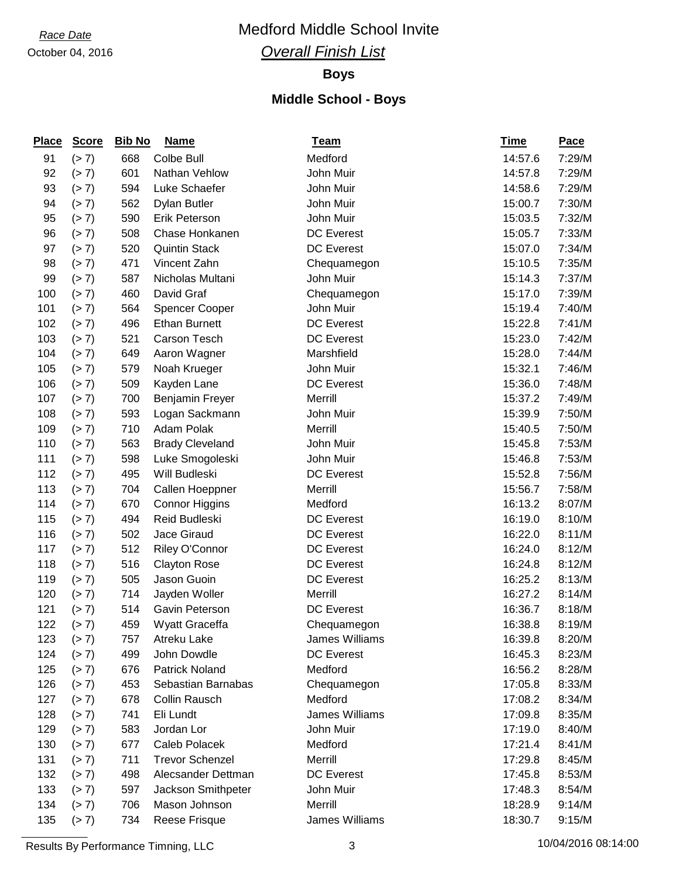*Race Date*

October 04, 2016

# Medford Middle School Invite

## *Overall Finish List*

### Boys

### Middle School - Boys

| Place | Score | Bib No | Name | Team | Time | Pace |
|---|---|---|---|---|---|---|
| 91 | (> 7) | 668 | Colbe Bull | Medford | 14:57.6 | 7:29/M |
| 92 | (> 7) | 601 | Nathan Vehlow | John Muir | 14:57.8 | 7:29/M |
| 93 | (> 7) | 594 | Luke Schaefer | John Muir | 14:58.6 | 7:29/M |
| 94 | (> 7) | 562 | Dylan Butler | John Muir | 15:00.7 | 7:30/M |
| 95 | (> 7) | 590 | Erik Peterson | John Muir | 15:03.5 | 7:32/M |
| 96 | (> 7) | 508 | Chase Honkanen | DC Everest | 15:05.7 | 7:33/M |
| 97 | (> 7) | 520 | Quintin Stack | DC Everest | 15:07.0 | 7:34/M |
| 98 | (> 7) | 471 | Vincent Zahn | Chequamegon | 15:10.5 | 7:35/M |
| 99 | (> 7) | 587 | Nicholas Multani | John Muir | 15:14.3 | 7:37/M |
| 100 | (> 7) | 460 | David Graf | Chequamegon | 15:17.0 | 7:39/M |
| 101 | (> 7) | 564 | Spencer Cooper | John Muir | 15:19.4 | 7:40/M |
| 102 | (> 7) | 496 | Ethan Burnett | DC Everest | 15:22.8 | 7:41/M |
| 103 | (> 7) | 521 | Carson Tesch | DC Everest | 15:23.0 | 7:42/M |
| 104 | (> 7) | 649 | Aaron Wagner | Marshfield | 15:28.0 | 7:44/M |
| 105 | (> 7) | 579 | Noah Krueger | John Muir | 15:32.1 | 7:46/M |
| 106 | (> 7) | 509 | Kayden Lane | DC Everest | 15:36.0 | 7:48/M |
| 107 | (> 7) | 700 | Benjamin Freyer | Merrill | 15:37.2 | 7:49/M |
| 108 | (> 7) | 593 | Logan Sackmann | John Muir | 15:39.9 | 7:50/M |
| 109 | (> 7) | 710 | Adam Polak | Merrill | 15:40.5 | 7:50/M |
| 110 | (> 7) | 563 | Brady Cleveland | John Muir | 15:45.8 | 7:53/M |
| 111 | (> 7) | 598 | Luke Smogoleski | John Muir | 15:46.8 | 7:53/M |
| 112 | (> 7) | 495 | Will Budleski | DC Everest | 15:52.8 | 7:56/M |
| 113 | (> 7) | 704 | Callen Hoeppner | Merrill | 15:56.7 | 7:58/M |
| 114 | (> 7) | 670 | Connor Higgins | Medford | 16:13.2 | 8:07/M |
| 115 | (> 7) | 494 | Reid Budleski | DC Everest | 16:19.0 | 8:10/M |
| 116 | (> 7) | 502 | Jace Giraud | DC Everest | 16:22.0 | 8:11/M |
| 117 | (> 7) | 512 | Riley O'Connor | DC Everest | 16:24.0 | 8:12/M |
| 118 | (> 7) | 516 | Clayton Rose | DC Everest | 16:24.8 | 8:12/M |
| 119 | (> 7) | 505 | Jason Guoin | DC Everest | 16:25.2 | 8:13/M |
| 120 | (> 7) | 714 | Jayden Woller | Merrill | 16:27.2 | 8:14/M |
| 121 | (> 7) | 514 | Gavin Peterson | DC Everest | 16:36.7 | 8:18/M |
| 122 | (> 7) | 459 | Wyatt Graceffa | Chequamegon | 16:38.8 | 8:19/M |
| 123 | (> 7) | 757 | Atreku Lake | James Williams | 16:39.8 | 8:20/M |
| 124 | (> 7) | 499 | John Dowdle | DC Everest | 16:45.3 | 8:23/M |
| 125 | (> 7) | 676 | Patrick Noland | Medford | 16:56.2 | 8:28/M |
| 126 | (> 7) | 453 | Sebastian Barnabas | Chequamegon | 17:05.8 | 8:33/M |
| 127 | (> 7) | 678 | Collin Rausch | Medford | 17:08.2 | 8:34/M |
| 128 | (> 7) | 741 | Eli Lundt | James Williams | 17:09.8 | 8:35/M |
| 129 | (> 7) | 583 | Jordan Lor | John Muir | 17:19.0 | 8:40/M |
| 130 | (> 7) | 677 | Caleb Polacek | Medford | 17:21.4 | 8:41/M |
| 131 | (> 7) | 711 | Trevor Schenzel | Merrill | 17:29.8 | 8:45/M |
| 132 | (> 7) | 498 | Alecsander Dettman | DC Everest | 17:45.8 | 8:53/M |
| 133 | (> 7) | 597 | Jackson Smithpeter | John Muir | 17:48.3 | 8:54/M |
| 134 | (> 7) | 706 | Mason Johnson | Merrill | 18:28.9 | 9:14/M |
| 135 | (> 7) | 734 | Reese Frisque | James Williams | 18:30.7 | 9:15/M |

Results By Performance Timning, LLC — 10/04/2016 08:14:00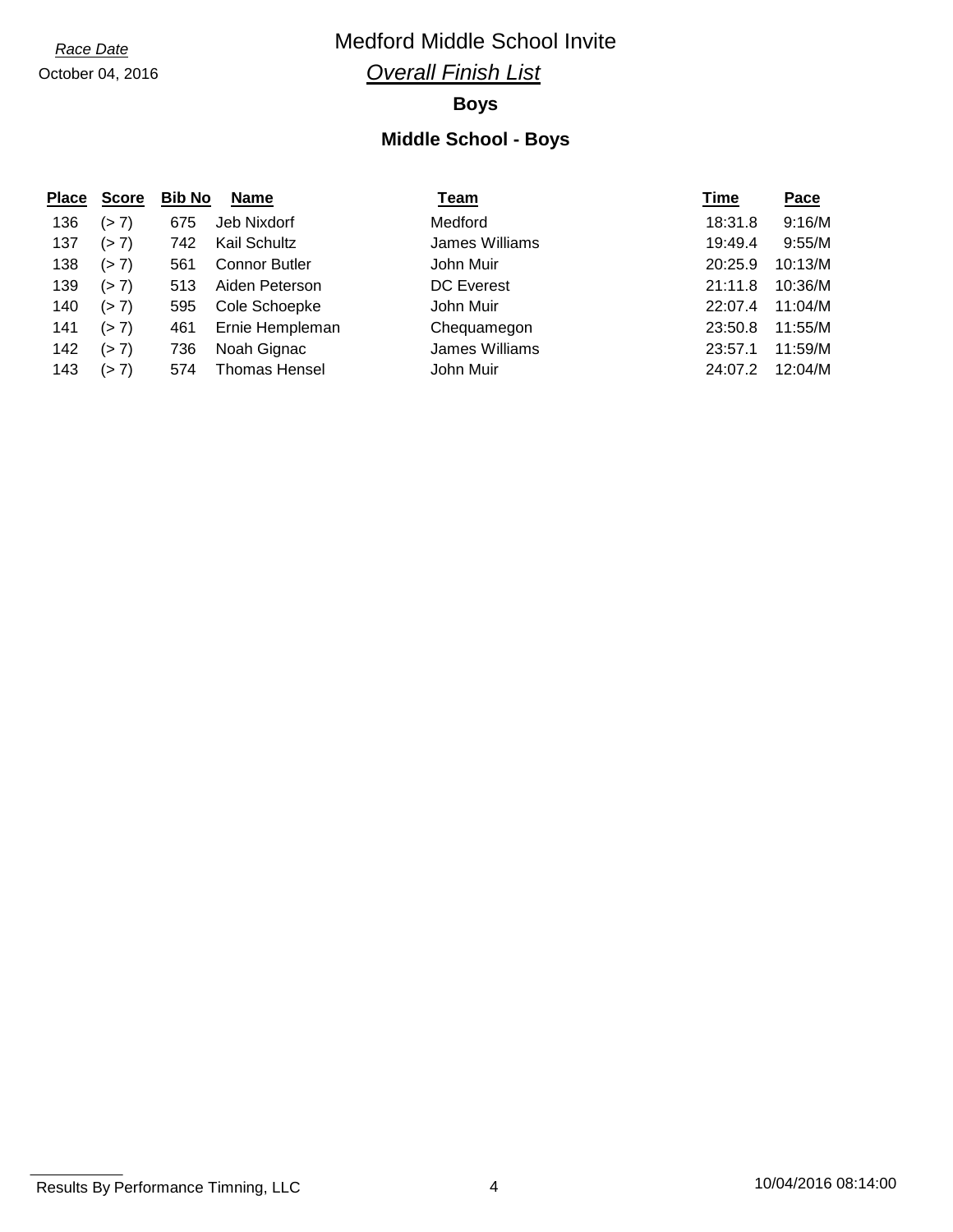*Race Date*
October 04, 2016

# Medford Middle School Invite

## *Overall Finish List*

### Boys

### Middle School - Boys

| Place | Score | Bib No | Name | Team | Time | Pace |
|---|---|---|---|---|---|---|
| 136 | (> 7) | 675 | Jeb Nixdorf | Medford | 18:31.8 | 9:16/M |
| 137 | (> 7) | 742 | Kail Schultz | James Williams | 19:49.4 | 9:55/M |
| 138 | (> 7) | 561 | Connor Butler | John Muir | 20:25.9 | 10:13/M |
| 139 | (> 7) | 513 | Aiden Peterson | DC Everest | 21:11.8 | 10:36/M |
| 140 | (> 7) | 595 | Cole Schoepke | John Muir | 22:07.4 | 11:04/M |
| 141 | (> 7) | 461 | Ernie Hempleman | Chequamegon | 23:50.8 | 11:55/M |
| 142 | (> 7) | 736 | Noah Gignac | James Williams | 23:57.1 | 11:59/M |
| 143 | (> 7) | 574 | Thomas Hensel | John Muir | 24:07.2 | 12:04/M |

Results By Performance Timning, LLC — 10/04/2016 08:14:00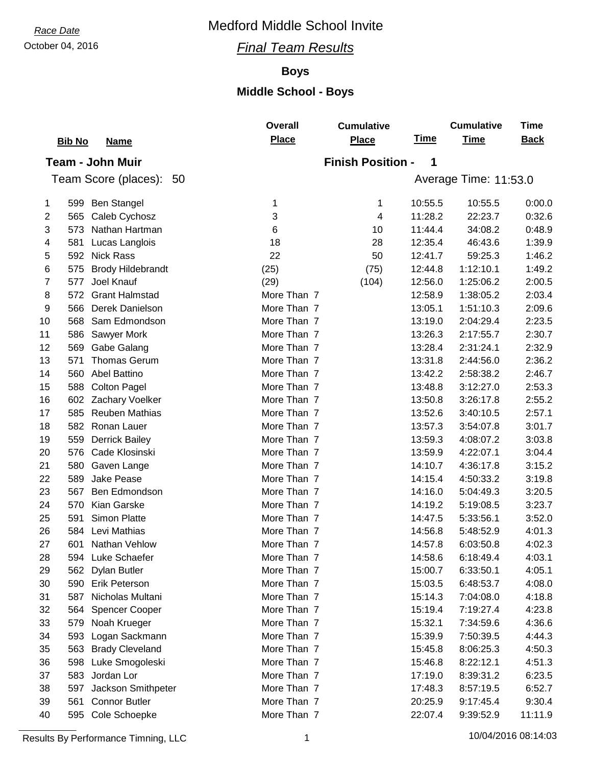*Race Date*
October 04, 2016

# Medford Middle School Invite

## *Final Team Results*

### Boys

### Middle School - Boys

**Team - John Muir** — **Finish Position - 1**

Team Score (places): 50 — Average Time: 11:53.0

| | Bib No | Name | Overall Place | Cumulative Place | Time | Cumulative Time | Time Back |
|---|---|---|---|---|---|---|---|
| 1 | 599 | Ben Stangel | 1 | 1 | 10:55.5 | 10:55.5 | 0:00.0 |
| 2 | 565 | Caleb Cychosz | 3 | 4 | 11:28.2 | 22:23.7 | 0:32.6 |
| 3 | 573 | Nathan Hartman | 6 | 10 | 11:44.4 | 34:08.2 | 0:48.9 |
| 4 | 581 | Lucas Langlois | 18 | 28 | 12:35.4 | 46:43.6 | 1:39.9 |
| 5 | 592 | Nick Rass | 22 | 50 | 12:41.7 | 59:25.3 | 1:46.2 |
| 6 | 575 | Brody Hildebrandt | (25) | (75) | 12:44.8 | 1:12:10.1 | 1:49.2 |
| 7 | 577 | Joel Knauf | (29) | (104) | 12:56.0 | 1:25:06.2 | 2:00.5 |
| 8 | 572 | Grant Halmstad | More Than 7 | | 12:58.9 | 1:38:05.2 | 2:03.4 |
| 9 | 566 | Derek Danielson | More Than 7 | | 13:05.1 | 1:51:10.3 | 2:09.6 |
| 10 | 568 | Sam Edmondson | More Than 7 | | 13:19.0 | 2:04:29.4 | 2:23.5 |
| 11 | 586 | Sawyer Mork | More Than 7 | | 13:26.3 | 2:17:55.7 | 2:30.7 |
| 12 | 569 | Gabe Galang | More Than 7 | | 13:28.4 | 2:31:24.1 | 2:32.9 |
| 13 | 571 | Thomas Gerum | More Than 7 | | 13:31.8 | 2:44:56.0 | 2:36.2 |
| 14 | 560 | Abel Battino | More Than 7 | | 13:42.2 | 2:58:38.2 | 2:46.7 |
| 15 | 588 | Colton Pagel | More Than 7 | | 13:48.8 | 3:12:27.0 | 2:53.3 |
| 16 | 602 | Zachary Voelker | More Than 7 | | 13:50.8 | 3:26:17.8 | 2:55.2 |
| 17 | 585 | Reuben Mathias | More Than 7 | | 13:52.6 | 3:40:10.5 | 2:57.1 |
| 18 | 582 | Ronan Lauer | More Than 7 | | 13:57.3 | 3:54:07.8 | 3:01.7 |
| 19 | 559 | Derrick Bailey | More Than 7 | | 13:59.3 | 4:08:07.2 | 3:03.8 |
| 20 | 576 | Cade Klosinski | More Than 7 | | 13:59.9 | 4:22:07.1 | 3:04.4 |
| 21 | 580 | Gaven Lange | More Than 7 | | 14:10.7 | 4:36:17.8 | 3:15.2 |
| 22 | 589 | Jake Pease | More Than 7 | | 14:15.4 | 4:50:33.2 | 3:19.8 |
| 23 | 567 | Ben Edmondson | More Than 7 | | 14:16.0 | 5:04:49.3 | 3:20.5 |
| 24 | 570 | Kian Garske | More Than 7 | | 14:19.2 | 5:19:08.5 | 3:23.7 |
| 25 | 591 | Simon Platte | More Than 7 | | 14:47.5 | 5:33:56.1 | 3:52.0 |
| 26 | 584 | Levi Mathias | More Than 7 | | 14:56.8 | 5:48:52.9 | 4:01.3 |
| 27 | 601 | Nathan Vehlow | More Than 7 | | 14:57.8 | 6:03:50.8 | 4:02.3 |
| 28 | 594 | Luke Schaefer | More Than 7 | | 14:58.6 | 6:18:49.4 | 4:03.1 |
| 29 | 562 | Dylan Butler | More Than 7 | | 15:00.7 | 6:33:50.1 | 4:05.1 |
| 30 | 590 | Erik Peterson | More Than 7 | | 15:03.5 | 6:48:53.7 | 4:08.0 |
| 31 | 587 | Nicholas Multani | More Than 7 | | 15:14.3 | 7:04:08.0 | 4:18.8 |
| 32 | 564 | Spencer Cooper | More Than 7 | | 15:19.4 | 7:19:27.4 | 4:23.8 |
| 33 | 579 | Noah Krueger | More Than 7 | | 15:32.1 | 7:34:59.6 | 4:36.6 |
| 34 | 593 | Logan Sackmann | More Than 7 | | 15:39.9 | 7:50:39.5 | 4:44.3 |
| 35 | 563 | Brady Cleveland | More Than 7 | | 15:45.8 | 8:06:25.3 | 4:50.3 |
| 36 | 598 | Luke Smogoleski | More Than 7 | | 15:46.8 | 8:22:12.1 | 4:51.3 |
| 37 | 583 | Jordan Lor | More Than 7 | | 17:19.0 | 8:39:31.2 | 6:23.5 |
| 38 | 597 | Jackson Smithpeter | More Than 7 | | 17:48.3 | 8:57:19.5 | 6:52.7 |
| 39 | 561 | Connor Butler | More Than 7 | | 20:25.9 | 9:17:45.4 | 9:30.4 |
| 40 | 595 | Cole Schoepke | More Than 7 | | 22:07.4 | 9:39:52.9 | 11:11.9 |

Results By Performance Timning, LLC — 10/04/2016 08:14:03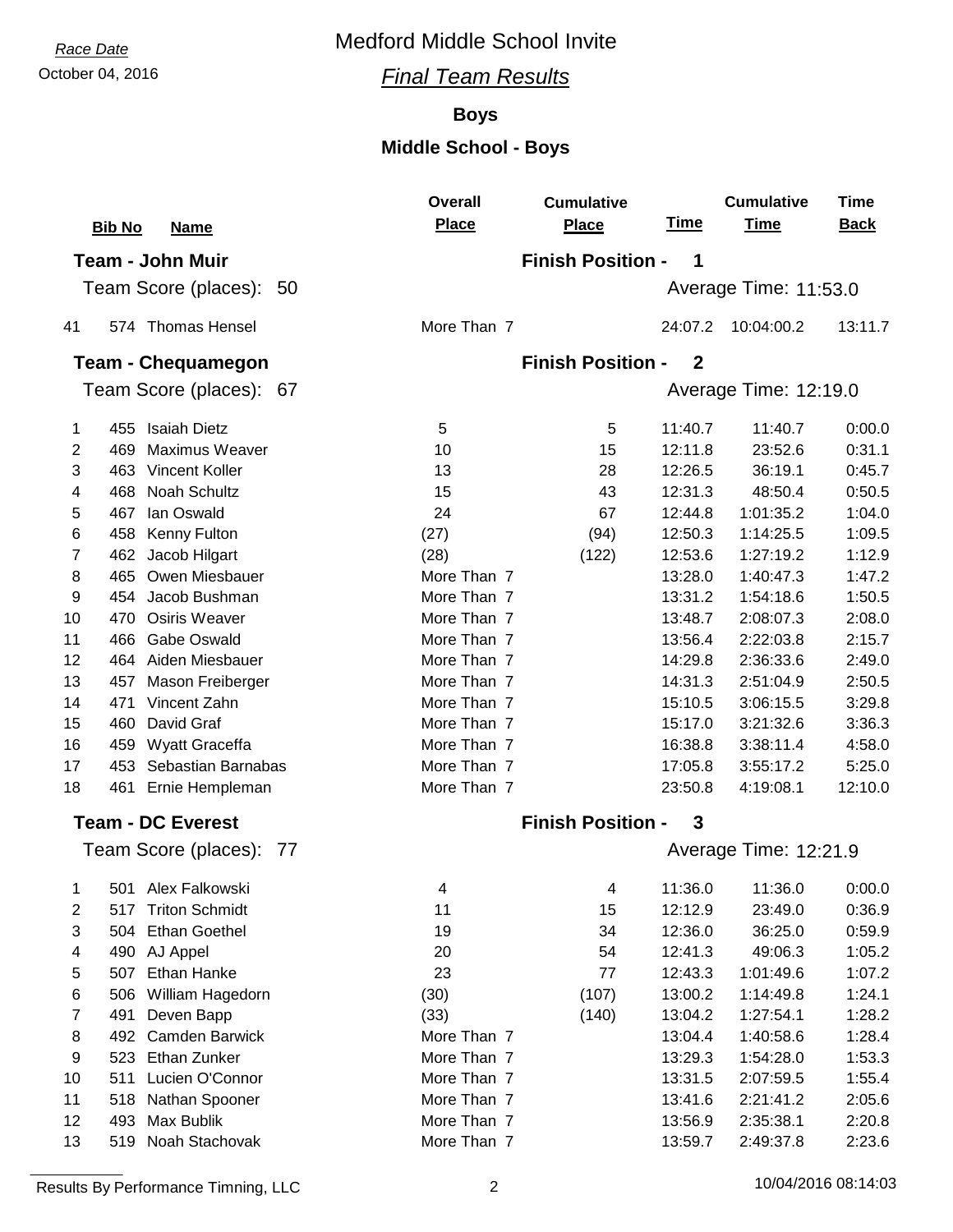*Race Date*

October 04, 2016

# Medford Middle School Invite

## *Final Team Results*

### Boys

### Middle School - Boys

| | Bib No | Name | Overall Place | Cumulative Place | Time | Cumulative Time | Time Back |
|---|---|---|---|---|---|---|---|
| | | **Team - John Muir** | | **Finish Position - 1** | | | |
| | | Team Score (places): 50 | | | Average Time: 11:53.0 | | |
| 41 | 574 | Thomas Hensel | More Than 7 | | 24:07.2 | 10:04:00.2 | 13:11.7 |
| | | **Team - Chequamegon** | | **Finish Position - 2** | | | |
| | | Team Score (places): 67 | | | Average Time: 12:19.0 | | |
| 1 | 455 | Isaiah Dietz | 5 | 5 | 11:40.7 | 11:40.7 | 0:00.0 |
| 2 | 469 | Maximus Weaver | 10 | 15 | 12:11.8 | 23:52.6 | 0:31.1 |
| 3 | 463 | Vincent Koller | 13 | 28 | 12:26.5 | 36:19.1 | 0:45.7 |
| 4 | 468 | Noah Schultz | 15 | 43 | 12:31.3 | 48:50.4 | 0:50.5 |
| 5 | 467 | Ian Oswald | 24 | 67 | 12:44.8 | 1:01:35.2 | 1:04.0 |
| 6 | 458 | Kenny Fulton | (27) | (94) | 12:50.3 | 1:14:25.5 | 1:09.5 |
| 7 | 462 | Jacob Hilgart | (28) | (122) | 12:53.6 | 1:27:19.2 | 1:12.9 |
| 8 | 465 | Owen Miesbauer | More Than 7 | | 13:28.0 | 1:40:47.3 | 1:47.2 |
| 9 | 454 | Jacob Bushman | More Than 7 | | 13:31.2 | 1:54:18.6 | 1:50.5 |
| 10 | 470 | Osiris Weaver | More Than 7 | | 13:48.7 | 2:08:07.3 | 2:08.0 |
| 11 | 466 | Gabe Oswald | More Than 7 | | 13:56.4 | 2:22:03.8 | 2:15.7 |
| 12 | 464 | Aiden Miesbauer | More Than 7 | | 14:29.8 | 2:36:33.6 | 2:49.0 |
| 13 | 457 | Mason Freiberger | More Than 7 | | 14:31.3 | 2:51:04.9 | 2:50.5 |
| 14 | 471 | Vincent Zahn | More Than 7 | | 15:10.5 | 3:06:15.5 | 3:29.8 |
| 15 | 460 | David Graf | More Than 7 | | 15:17.0 | 3:21:32.6 | 3:36.3 |
| 16 | 459 | Wyatt Graceffa | More Than 7 | | 16:38.8 | 3:38:11.4 | 4:58.0 |
| 17 | 453 | Sebastian Barnabas | More Than 7 | | 17:05.8 | 3:55:17.2 | 5:25.0 |
| 18 | 461 | Ernie Hempleman | More Than 7 | | 23:50.8 | 4:19:08.1 | 12:10.0 |
| | | **Team - DC Everest** | | **Finish Position - 3** | | | |
| | | Team Score (places): 77 | | | Average Time: 12:21.9 | | |
| 1 | 501 | Alex Falkowski | 4 | 4 | 11:36.0 | 11:36.0 | 0:00.0 |
| 2 | 517 | Triton Schmidt | 11 | 15 | 12:12.9 | 23:49.0 | 0:36.9 |
| 3 | 504 | Ethan Goethel | 19 | 34 | 12:36.0 | 36:25.0 | 0:59.9 |
| 4 | 490 | AJ Appel | 20 | 54 | 12:41.3 | 49:06.3 | 1:05.2 |
| 5 | 507 | Ethan Hanke | 23 | 77 | 12:43.3 | 1:01:49.6 | 1:07.2 |
| 6 | 506 | William Hagedorn | (30) | (107) | 13:00.2 | 1:14:49.8 | 1:24.1 |
| 7 | 491 | Deven Bapp | (33) | (140) | 13:04.2 | 1:27:54.1 | 1:28.2 |
| 8 | 492 | Camden Barwick | More Than 7 | | 13:04.4 | 1:40:58.6 | 1:28.4 |
| 9 | 523 | Ethan Zunker | More Than 7 | | 13:29.3 | 1:54:28.0 | 1:53.3 |
| 10 | 511 | Lucien O'Connor | More Than 7 | | 13:31.5 | 2:07:59.5 | 1:55.4 |
| 11 | 518 | Nathan Spooner | More Than 7 | | 13:41.6 | 2:21:41.2 | 2:05.6 |
| 12 | 493 | Max Bublik | More Than 7 | | 13:56.9 | 2:35:38.1 | 2:20.8 |
| 13 | 519 | Noah Stachovak | More Than 7 | | 13:59.7 | 2:49:37.8 | 2:23.6 |

Results By Performance Timning, LLC — 10/04/2016 08:14:03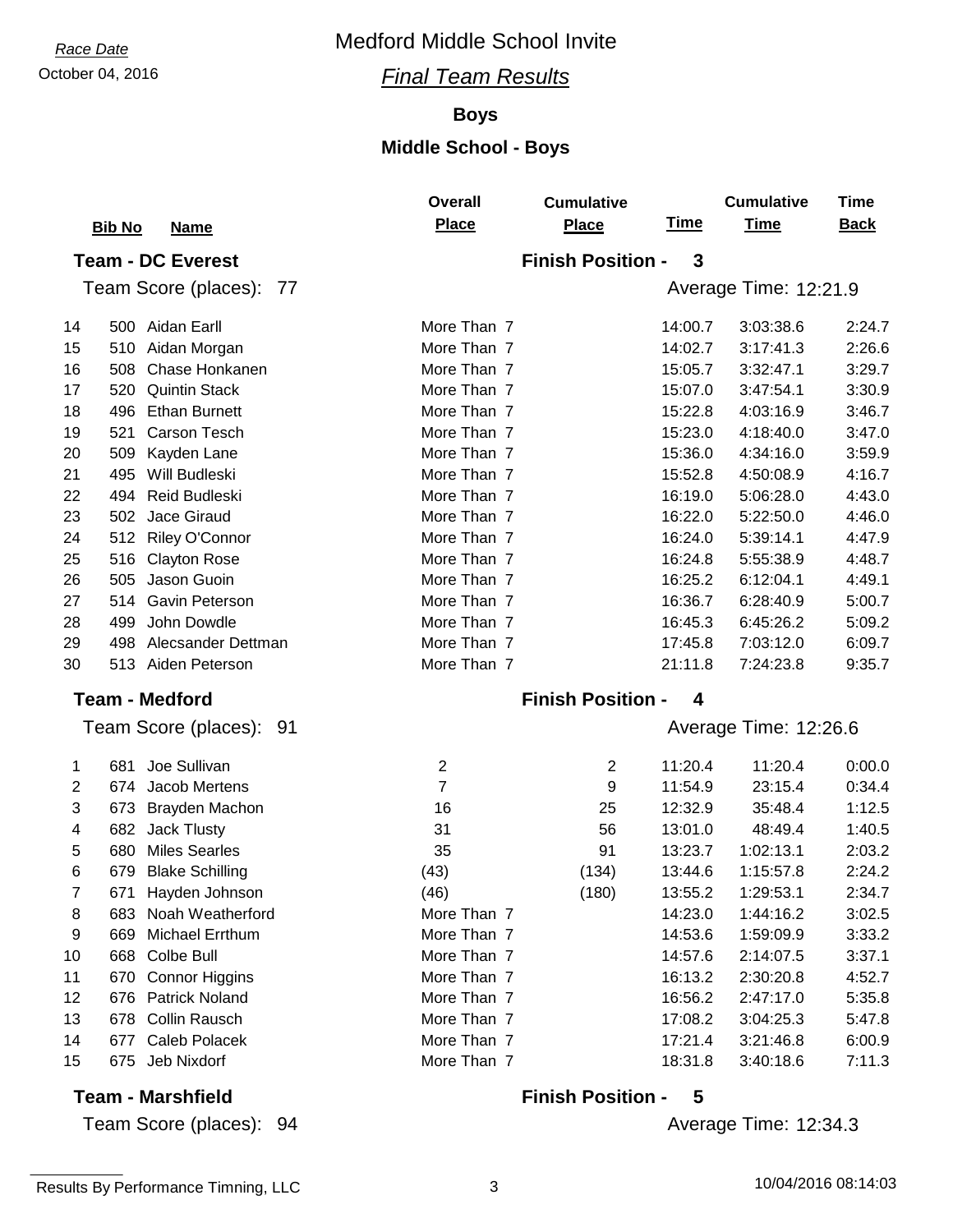*Race Date*

October 04, 2016

# Medford Middle School Invite

## *Final Team Results*

### Boys

### Middle School - Boys

**Team - DC Everest** — **Finish Position - 3**

Team Score (places): 77 — Average Time: 12:21.9

| | Bib No | Name | Overall Place | Cumulative Place | Time | Cumulative Time | Time Back |
|---|---|---|---|---|---|---|---|
| 14 | 500 | Aidan Earll | More Than 7 | | 14:00.7 | 3:03:38.6 | 2:24.7 |
| 15 | 510 | Aidan Morgan | More Than 7 | | 14:02.7 | 3:17:41.3 | 2:26.6 |
| 16 | 508 | Chase Honkanen | More Than 7 | | 15:05.7 | 3:32:47.1 | 3:29.7 |
| 17 | 520 | Quintin Stack | More Than 7 | | 15:07.0 | 3:47:54.1 | 3:30.9 |
| 18 | 496 | Ethan Burnett | More Than 7 | | 15:22.8 | 4:03:16.9 | 3:46.7 |
| 19 | 521 | Carson Tesch | More Than 7 | | 15:23.0 | 4:18:40.0 | 3:47.0 |
| 20 | 509 | Kayden Lane | More Than 7 | | 15:36.0 | 4:34:16.0 | 3:59.9 |
| 21 | 495 | Will Budleski | More Than 7 | | 15:52.8 | 4:50:08.9 | 4:16.7 |
| 22 | 494 | Reid Budleski | More Than 7 | | 16:19.0 | 5:06:28.0 | 4:43.0 |
| 23 | 502 | Jace Giraud | More Than 7 | | 16:22.0 | 5:22:50.0 | 4:46.0 |
| 24 | 512 | Riley O'Connor | More Than 7 | | 16:24.0 | 5:39:14.1 | 4:47.9 |
| 25 | 516 | Clayton Rose | More Than 7 | | 16:24.8 | 5:55:38.9 | 4:48.7 |
| 26 | 505 | Jason Guoin | More Than 7 | | 16:25.2 | 6:12:04.1 | 4:49.1 |
| 27 | 514 | Gavin Peterson | More Than 7 | | 16:36.7 | 6:28:40.9 | 5:00.7 |
| 28 | 499 | John Dowdle | More Than 7 | | 16:45.3 | 6:45:26.2 | 5:09.2 |
| 29 | 498 | Alecsander Dettman | More Than 7 | | 17:45.8 | 7:03:12.0 | 6:09.7 |
| 30 | 513 | Aiden Peterson | More Than 7 | | 21:11.8 | 7:24:23.8 | 9:35.7 |

**Team - Medford** — **Finish Position - 4**

Team Score (places): 91 — Average Time: 12:26.6

| | Bib No | Name | Overall Place | Cumulative Place | Time | Cumulative Time | Time Back |
|---|---|---|---|---|---|---|---|
| 1 | 681 | Joe Sullivan | 2 | 2 | 11:20.4 | 11:20.4 | 0:00.0 |
| 2 | 674 | Jacob Mertens | 7 | 9 | 11:54.9 | 23:15.4 | 0:34.4 |
| 3 | 673 | Brayden Machon | 16 | 25 | 12:32.9 | 35:48.4 | 1:12.5 |
| 4 | 682 | Jack Tlusty | 31 | 56 | 13:01.0 | 48:49.4 | 1:40.5 |
| 5 | 680 | Miles Searles | 35 | 91 | 13:23.7 | 1:02:13.1 | 2:03.2 |
| 6 | 679 | Blake Schilling | (43) | (134) | 13:44.6 | 1:15:57.8 | 2:24.2 |
| 7 | 671 | Hayden Johnson | (46) | (180) | 13:55.2 | 1:29:53.1 | 2:34.7 |
| 8 | 683 | Noah Weatherford | More Than 7 | | 14:23.0 | 1:44:16.2 | 3:02.5 |
| 9 | 669 | Michael Errthum | More Than 7 | | 14:53.6 | 1:59:09.9 | 3:33.2 |
| 10 | 668 | Colbe Bull | More Than 7 | | 14:57.6 | 2:14:07.5 | 3:37.1 |
| 11 | 670 | Connor Higgins | More Than 7 | | 16:13.2 | 2:30:20.8 | 4:52.7 |
| 12 | 676 | Patrick Noland | More Than 7 | | 16:56.2 | 2:47:17.0 | 5:35.8 |
| 13 | 678 | Collin Rausch | More Than 7 | | 17:08.2 | 3:04:25.3 | 5:47.8 |
| 14 | 677 | Caleb Polacek | More Than 7 | | 17:21.4 | 3:21:46.8 | 6:00.9 |
| 15 | 675 | Jeb Nixdorf | More Than 7 | | 18:31.8 | 3:40:18.6 | 7:11.3 |

**Team - Marshfield** — **Finish Position - 5**

Team Score (places): 94 — Average Time: 12:34.3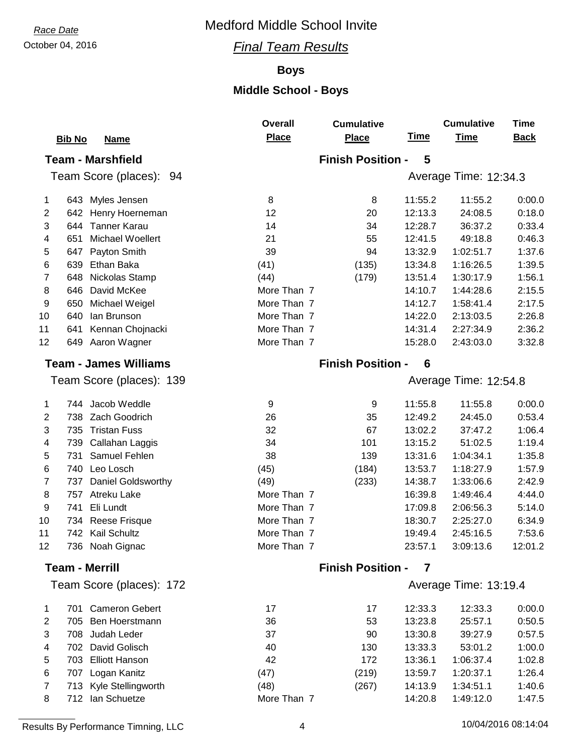*Race Date*

October 04, 2016

# Medford Middle School Invite

## *Final Team Results*

### Boys

### Middle School - Boys

**Team - Marshfield** — **Finish Position - 5**

Team Score (places): 94 — Average Time: 12:34.3

| | Bib No | Name | Overall Place | Cumulative Place | Time | Cumulative Time | Time Back |
|---|---|---|---|---|---|---|---|
| 1 | 643 | Myles Jensen | 8 | 8 | 11:55.2 | 11:55.2 | 0:00.0 |
| 2 | 642 | Henry Hoerneman | 12 | 20 | 12:13.3 | 24:08.5 | 0:18.0 |
| 3 | 644 | Tanner Karau | 14 | 34 | 12:28.7 | 36:37.2 | 0:33.4 |
| 4 | 651 | Michael Woellert | 21 | 55 | 12:41.5 | 49:18.8 | 0:46.3 |
| 5 | 647 | Payton Smith | 39 | 94 | 13:32.9 | 1:02:51.7 | 1:37.6 |
| 6 | 639 | Ethan Baka | (41) | (135) | 13:34.8 | 1:16:26.5 | 1:39.5 |
| 7 | 648 | Nickolas Stamp | (44) | (179) | 13:51.4 | 1:30:17.9 | 1:56.1 |
| 8 | 646 | David McKee | More Than 7 | | 14:10.7 | 1:44:28.6 | 2:15.5 |
| 9 | 650 | Michael Weigel | More Than 7 | | 14:12.7 | 1:58:41.4 | 2:17.5 |
| 10 | 640 | Ian Brunson | More Than 7 | | 14:22.0 | 2:13:03.5 | 2:26.8 |
| 11 | 641 | Kennan Chojnacki | More Than 7 | | 14:31.4 | 2:27:34.9 | 2:36.2 |
| 12 | 649 | Aaron Wagner | More Than 7 | | 15:28.0 | 2:43:03.0 | 3:32.8 |

**Team - James Williams** — **Finish Position - 6**

Team Score (places): 139 — Average Time: 12:54.8

| | Bib No | Name | Overall Place | Cumulative Place | Time | Cumulative Time | Time Back |
|---|---|---|---|---|---|---|---|
| 1 | 744 | Jacob Weddle | 9 | 9 | 11:55.8 | 11:55.8 | 0:00.0 |
| 2 | 738 | Zach Goodrich | 26 | 35 | 12:49.2 | 24:45.0 | 0:53.4 |
| 3 | 735 | Tristan Fuss | 32 | 67 | 13:02.2 | 37:47.2 | 1:06.4 |
| 4 | 739 | Callahan Laggis | 34 | 101 | 13:15.2 | 51:02.5 | 1:19.4 |
| 5 | 731 | Samuel Fehlen | 38 | 139 | 13:31.6 | 1:04:34.1 | 1:35.8 |
| 6 | 740 | Leo Losch | (45) | (184) | 13:53.7 | 1:18:27.9 | 1:57.9 |
| 7 | 737 | Daniel Goldsworthy | (49) | (233) | 14:38.7 | 1:33:06.6 | 2:42.9 |
| 8 | 757 | Atreku Lake | More Than 7 | | 16:39.8 | 1:49:46.4 | 4:44.0 |
| 9 | 741 | Eli Lundt | More Than 7 | | 17:09.8 | 2:06:56.3 | 5:14.0 |
| 10 | 734 | Reese Frisque | More Than 7 | | 18:30.7 | 2:25:27.0 | 6:34.9 |
| 11 | 742 | Kail Schultz | More Than 7 | | 19:49.4 | 2:45:16.5 | 7:53.6 |
| 12 | 736 | Noah Gignac | More Than 7 | | 23:57.1 | 3:09:13.6 | 12:01.2 |

**Team - Merrill** — **Finish Position - 7**

Team Score (places): 172 — Average Time: 13:19.4

| | Bib No | Name | Overall Place | Cumulative Place | Time | Cumulative Time | Time Back |
|---|---|---|---|---|---|---|---|
| 1 | 701 | Cameron Gebert | 17 | 17 | 12:33.3 | 12:33.3 | 0:00.0 |
| 2 | 705 | Ben Hoerstmann | 36 | 53 | 13:23.8 | 25:57.1 | 0:50.5 |
| 3 | 708 | Judah Leder | 37 | 90 | 13:30.8 | 39:27.9 | 0:57.5 |
| 4 | 702 | David Golisch | 40 | 130 | 13:33.3 | 53:01.2 | 1:00.0 |
| 5 | 703 | Elliott Hanson | 42 | 172 | 13:36.1 | 1:06:37.4 | 1:02.8 |
| 6 | 707 | Logan Kanitz | (47) | (219) | 13:59.7 | 1:20:37.1 | 1:26.4 |
| 7 | 713 | Kyle Stellingworth | (48) | (267) | 14:13.9 | 1:34:51.1 | 1:40.6 |
| 8 | 712 | Ian Schuetze | More Than 7 | | 14:20.8 | 1:49:12.0 | 1:47.5 |

Results By Performance Timning, LLC — 10/04/2016 08:14:04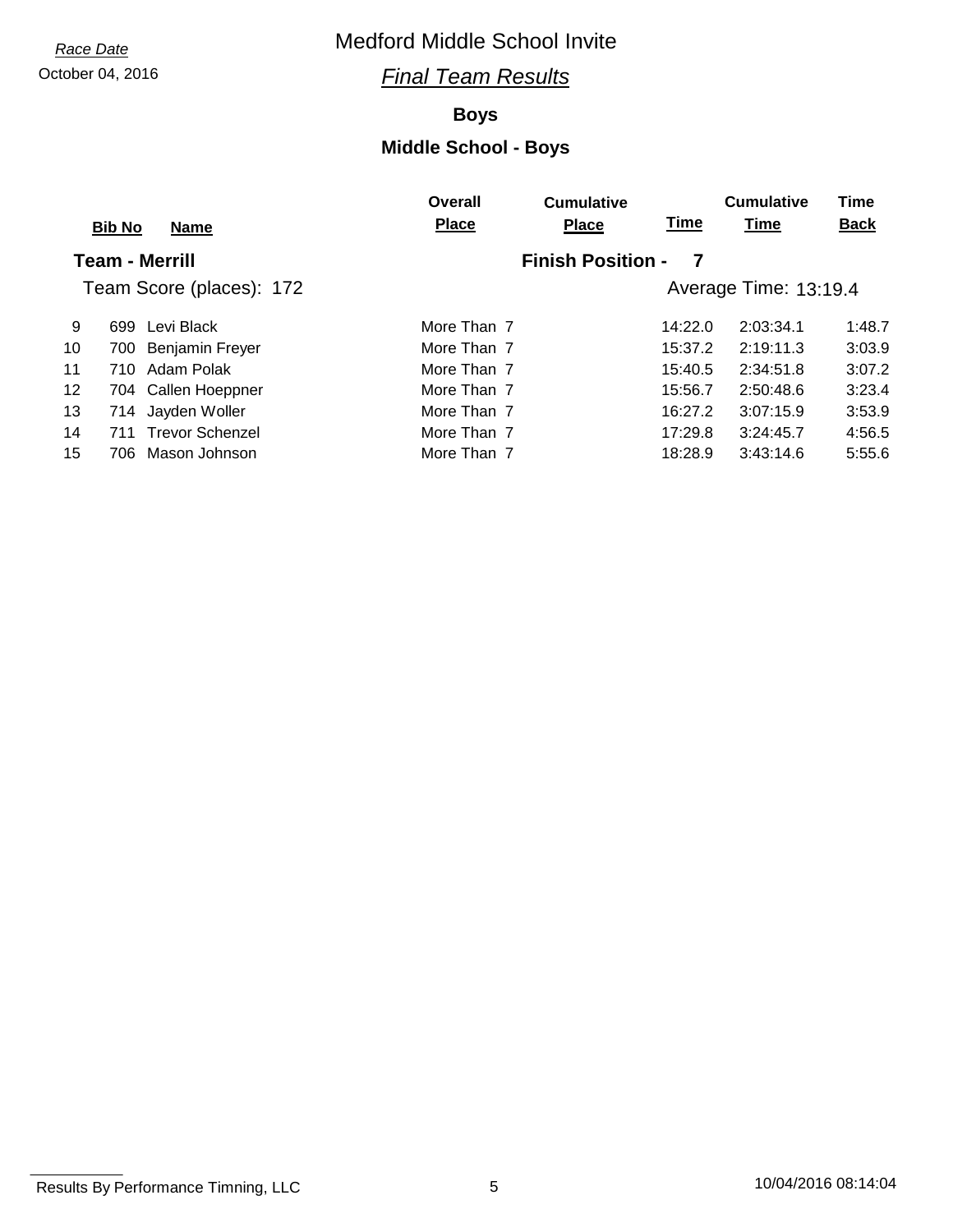*Race Date*
October 04, 2016

# Medford Middle School Invite

## *Final Team Results*

### Boys

### Middle School - Boys

**Team - Merrill** — **Finish Position - 7**

Team Score (places): 172 — Average Time: 13:19.4

| | Bib No | Name | Overall Place | Cumulative Place | Time | Cumulative Time | Time Back |
|---|---|---|---|---|---|---|---|
| 9 | 699 | Levi Black | More Than 7 | | 14:22.0 | 2:03:34.1 | 1:48.7 |
| 10 | 700 | Benjamin Freyer | More Than 7 | | 15:37.2 | 2:19:11.3 | 3:03.9 |
| 11 | 710 | Adam Polak | More Than 7 | | 15:40.5 | 2:34:51.8 | 3:07.2 |
| 12 | 704 | Callen Hoeppner | More Than 7 | | 15:56.7 | 2:50:48.6 | 3:23.4 |
| 13 | 714 | Jayden Woller | More Than 7 | | 16:27.2 | 3:07:15.9 | 3:53.9 |
| 14 | 711 | Trevor Schenzel | More Than 7 | | 17:29.8 | 3:24:45.7 | 4:56.5 |
| 15 | 706 | Mason Johnson | More Than 7 | | 18:28.9 | 3:43:14.6 | 5:55.6 |

Results By Performance Timning, LLC — 10/04/2016 08:14:04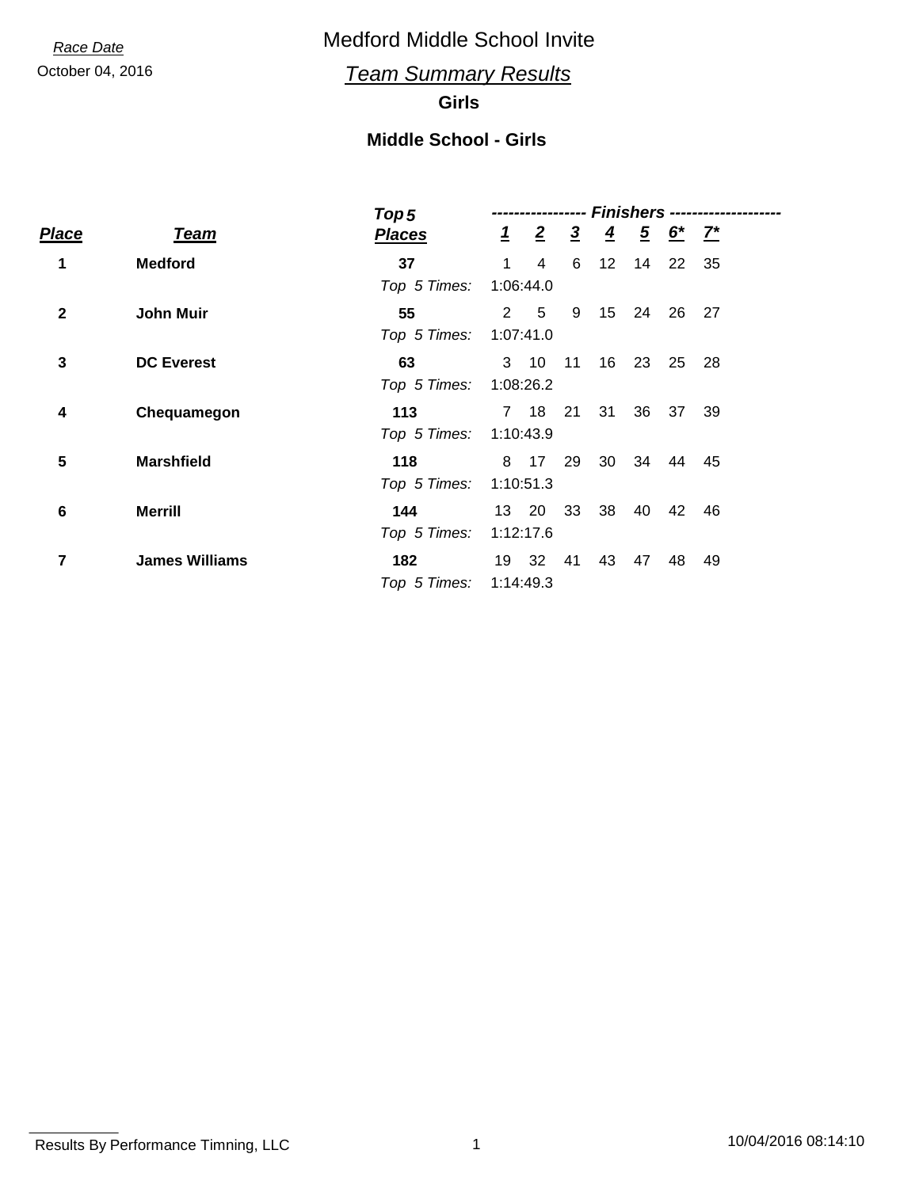*Race Date*

October 04, 2016

# Medford Middle School Invite

## *Team Summary Results*

### Girls

### Middle School - Girls

| Place | Team | Top 5 Places | 1 | 2 | 3 | 4 | 5 | 6* | 7* |
|---|---|---|---|---|---|---|---|---|---|
| **1** | **Medford** | **37** | 1 | 4 | 6 | 12 | 14 | 22 | 35 |
| | | *Top 5 Times:* | 1:06:44.0 | | | | | | |
| **2** | **John Muir** | **55** | 2 | 5 | 9 | 15 | 24 | 26 | 27 |
| | | *Top 5 Times:* | 1:07:41.0 | | | | | | |
| **3** | **DC Everest** | **63** | 3 | 10 | 11 | 16 | 23 | 25 | 28 |
| | | *Top 5 Times:* | 1:08:26.2 | | | | | | |
| **4** | **Chequamegon** | **113** | 7 | 18 | 21 | 31 | 36 | 37 | 39 |
| | | *Top 5 Times:* | 1:10:43.9 | | | | | | |
| **5** | **Marshfield** | **118** | 8 | 17 | 29 | 30 | 34 | 44 | 45 |
| | | *Top 5 Times:* | 1:10:51.3 | | | | | | |
| **6** | **Merrill** | **144** | 13 | 20 | 33 | 38 | 40 | 42 | 46 |
| | | *Top 5 Times:* | 1:12:17.6 | | | | | | |
| **7** | **James Williams** | **182** | 19 | 32 | 41 | 43 | 47 | 48 | 49 |
| | | *Top 5 Times:* | 1:14:49.3 | | | | | | |

Results By Performance Timning, LLC

10/04/2016 08:14:10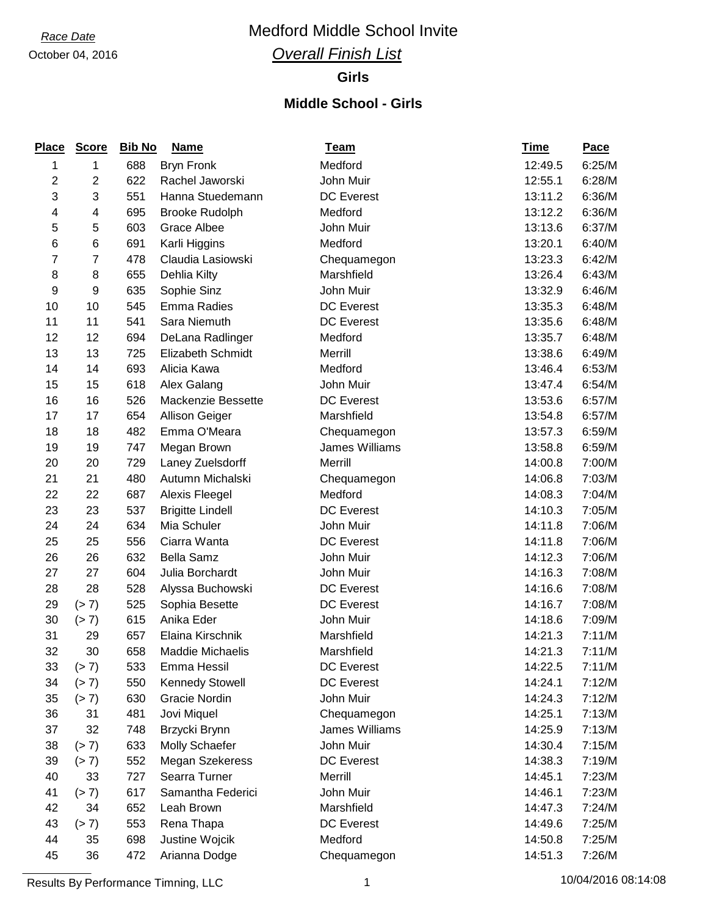*Race Date*
October 04, 2016

# Medford Middle School Invite

## *Overall Finish List*

### Girls

### Middle School - Girls

| Place | Score | Bib No | Name | Team | Time | Pace |
|---|---|---|---|---|---|---|
| 1 | 1 | 688 | Bryn Fronk | Medford | 12:49.5 | 6:25/M |
| 2 | 2 | 622 | Rachel Jaworski | John Muir | 12:55.1 | 6:28/M |
| 3 | 3 | 551 | Hanna Stuedemann | DC Everest | 13:11.2 | 6:36/M |
| 4 | 4 | 695 | Brooke Rudolph | Medford | 13:12.2 | 6:36/M |
| 5 | 5 | 603 | Grace Albee | John Muir | 13:13.6 | 6:37/M |
| 6 | 6 | 691 | Karli Higgins | Medford | 13:20.1 | 6:40/M |
| 7 | 7 | 478 | Claudia Lasiowski | Chequamegon | 13:23.3 | 6:42/M |
| 8 | 8 | 655 | Dehlia Kilty | Marshfield | 13:26.4 | 6:43/M |
| 9 | 9 | 635 | Sophie Sinz | John Muir | 13:32.9 | 6:46/M |
| 10 | 10 | 545 | Emma Radies | DC Everest | 13:35.3 | 6:48/M |
| 11 | 11 | 541 | Sara Niemuth | DC Everest | 13:35.6 | 6:48/M |
| 12 | 12 | 694 | DeLana Radlinger | Medford | 13:35.7 | 6:48/M |
| 13 | 13 | 725 | Elizabeth Schmidt | Merrill | 13:38.6 | 6:49/M |
| 14 | 14 | 693 | Alicia Kawa | Medford | 13:46.4 | 6:53/M |
| 15 | 15 | 618 | Alex Galang | John Muir | 13:47.4 | 6:54/M |
| 16 | 16 | 526 | Mackenzie Bessette | DC Everest | 13:53.6 | 6:57/M |
| 17 | 17 | 654 | Allison Geiger | Marshfield | 13:54.8 | 6:57/M |
| 18 | 18 | 482 | Emma O'Meara | Chequamegon | 13:57.3 | 6:59/M |
| 19 | 19 | 747 | Megan Brown | James Williams | 13:58.8 | 6:59/M |
| 20 | 20 | 729 | Laney Zuelsdorff | Merrill | 14:00.8 | 7:00/M |
| 21 | 21 | 480 | Autumn Michalski | Chequamegon | 14:06.8 | 7:03/M |
| 22 | 22 | 687 | Alexis Fleegel | Medford | 14:08.3 | 7:04/M |
| 23 | 23 | 537 | Brigitte Lindell | DC Everest | 14:10.3 | 7:05/M |
| 24 | 24 | 634 | Mia Schuler | John Muir | 14:11.8 | 7:06/M |
| 25 | 25 | 556 | Ciarra Wanta | DC Everest | 14:11.8 | 7:06/M |
| 26 | 26 | 632 | Bella Samz | John Muir | 14:12.3 | 7:06/M |
| 27 | 27 | 604 | Julia Borchardt | John Muir | 14:16.3 | 7:08/M |
| 28 | 28 | 528 | Alyssa Buchowski | DC Everest | 14:16.6 | 7:08/M |
| 29 | (> 7) | 525 | Sophia Besette | DC Everest | 14:16.7 | 7:08/M |
| 30 | (> 7) | 615 | Anika Eder | John Muir | 14:18.6 | 7:09/M |
| 31 | 29 | 657 | Elaina Kirschnik | Marshfield | 14:21.3 | 7:11/M |
| 32 | 30 | 658 | Maddie Michaelis | Marshfield | 14:21.3 | 7:11/M |
| 33 | (> 7) | 533 | Emma Hessil | DC Everest | 14:22.5 | 7:11/M |
| 34 | (> 7) | 550 | Kennedy Stowell | DC Everest | 14:24.1 | 7:12/M |
| 35 | (> 7) | 630 | Gracie Nordin | John Muir | 14:24.3 | 7:12/M |
| 36 | 31 | 481 | Jovi Miquel | Chequamegon | 14:25.1 | 7:13/M |
| 37 | 32 | 748 | Brzycki Brynn | James Williams | 14:25.9 | 7:13/M |
| 38 | (> 7) | 633 | Molly Schaefer | John Muir | 14:30.4 | 7:15/M |
| 39 | (> 7) | 552 | Megan Szekeress | DC Everest | 14:38.3 | 7:19/M |
| 40 | 33 | 727 | Searra Turner | Merrill | 14:45.1 | 7:23/M |
| 41 | (> 7) | 617 | Samantha Federici | John Muir | 14:46.1 | 7:23/M |
| 42 | 34 | 652 | Leah Brown | Marshfield | 14:47.3 | 7:24/M |
| 43 | (> 7) | 553 | Rena Thapa | DC Everest | 14:49.6 | 7:25/M |
| 44 | 35 | 698 | Justine Wojcik | Medford | 14:50.8 | 7:25/M |
| 45 | 36 | 472 | Arianna Dodge | Chequamegon | 14:51.3 | 7:26/M |

Results By Performance Timning, LLC — 10/04/2016 08:14:08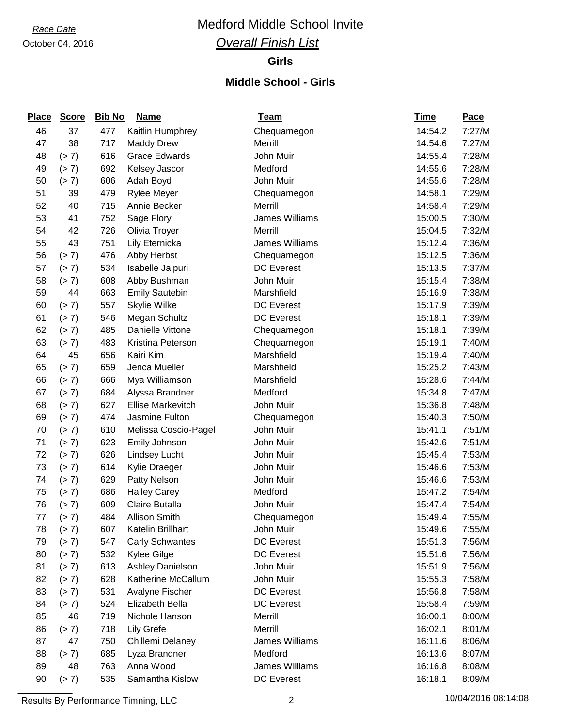*Race Date*

October 04, 2016

# Medford Middle School Invite

## *Overall Finish List*

### Girls

### Middle School - Girls

| Place | Score | Bib No | Name | Team | Time | Pace |
|---|---|---|---|---|---|---|
| 46 | 37 | 477 | Kaitlin Humphrey | Chequamegon | 14:54.2 | 7:27/M |
| 47 | 38 | 717 | Maddy Drew | Merrill | 14:54.6 | 7:27/M |
| 48 | (> 7) | 616 | Grace Edwards | John Muir | 14:55.4 | 7:28/M |
| 49 | (> 7) | 692 | Kelsey Jascor | Medford | 14:55.6 | 7:28/M |
| 50 | (> 7) | 606 | Adah Boyd | John Muir | 14:55.6 | 7:28/M |
| 51 | 39 | 479 | Rylee Meyer | Chequamegon | 14:58.1 | 7:29/M |
| 52 | 40 | 715 | Annie Becker | Merrill | 14:58.4 | 7:29/M |
| 53 | 41 | 752 | Sage Flory | James Williams | 15:00.5 | 7:30/M |
| 54 | 42 | 726 | Olivia Troyer | Merrill | 15:04.5 | 7:32/M |
| 55 | 43 | 751 | Lily Eternicka | James Williams | 15:12.4 | 7:36/M |
| 56 | (> 7) | 476 | Abby Herbst | Chequamegon | 15:12.5 | 7:36/M |
| 57 | (> 7) | 534 | Isabelle Jaipuri | DC Everest | 15:13.5 | 7:37/M |
| 58 | (> 7) | 608 | Abby Bushman | John Muir | 15:15.4 | 7:38/M |
| 59 | 44 | 663 | Emily Sautebin | Marshfield | 15:16.9 | 7:38/M |
| 60 | (> 7) | 557 | Skylie Wilke | DC Everest | 15:17.9 | 7:39/M |
| 61 | (> 7) | 546 | Megan Schultz | DC Everest | 15:18.1 | 7:39/M |
| 62 | (> 7) | 485 | Danielle Vittone | Chequamegon | 15:18.1 | 7:39/M |
| 63 | (> 7) | 483 | Kristina Peterson | Chequamegon | 15:19.1 | 7:40/M |
| 64 | 45 | 656 | Kairi Kim | Marshfield | 15:19.4 | 7:40/M |
| 65 | (> 7) | 659 | Jerica Mueller | Marshfield | 15:25.2 | 7:43/M |
| 66 | (> 7) | 666 | Mya Williamson | Marshfield | 15:28.6 | 7:44/M |
| 67 | (> 7) | 684 | Alyssa Brandner | Medford | 15:34.8 | 7:47/M |
| 68 | (> 7) | 627 | Ellise Markevitch | John Muir | 15:36.8 | 7:48/M |
| 69 | (> 7) | 474 | Jasmine Fulton | Chequamegon | 15:40.3 | 7:50/M |
| 70 | (> 7) | 610 | Melissa Coscio-Pagel | John Muir | 15:41.1 | 7:51/M |
| 71 | (> 7) | 623 | Emily Johnson | John Muir | 15:42.6 | 7:51/M |
| 72 | (> 7) | 626 | Lindsey Lucht | John Muir | 15:45.4 | 7:53/M |
| 73 | (> 7) | 614 | Kylie Draeger | John Muir | 15:46.6 | 7:53/M |
| 74 | (> 7) | 629 | Patty Nelson | John Muir | 15:46.6 | 7:53/M |
| 75 | (> 7) | 686 | Hailey Carey | Medford | 15:47.2 | 7:54/M |
| 76 | (> 7) | 609 | Claire Butalla | John Muir | 15:47.4 | 7:54/M |
| 77 | (> 7) | 484 | Allison Smith | Chequamegon | 15:49.4 | 7:55/M |
| 78 | (> 7) | 607 | Katelin Brillhart | John Muir | 15:49.6 | 7:55/M |
| 79 | (> 7) | 547 | Carly Schwantes | DC Everest | 15:51.3 | 7:56/M |
| 80 | (> 7) | 532 | Kylee Gilge | DC Everest | 15:51.6 | 7:56/M |
| 81 | (> 7) | 613 | Ashley Danielson | John Muir | 15:51.9 | 7:56/M |
| 82 | (> 7) | 628 | Katherine McCallum | John Muir | 15:55.3 | 7:58/M |
| 83 | (> 7) | 531 | Avalyne Fischer | DC Everest | 15:56.8 | 7:58/M |
| 84 | (> 7) | 524 | Elizabeth Bella | DC Everest | 15:58.4 | 7:59/M |
| 85 | 46 | 719 | Nichole Hanson | Merrill | 16:00.1 | 8:00/M |
| 86 | (> 7) | 718 | Lily Grefe | Merrill | 16:02.1 | 8:01/M |
| 87 | 47 | 750 | Chillemi Delaney | James Williams | 16:11.6 | 8:06/M |
| 88 | (> 7) | 685 | Lyza Brandner | Medford | 16:13.6 | 8:07/M |
| 89 | 48 | 763 | Anna Wood | James Williams | 16:16.8 | 8:08/M |
| 90 | (> 7) | 535 | Samantha Kislow | DC Everest | 16:18.1 | 8:09/M |

Results By Performance Timning, LLC — 10/04/2016 08:14:08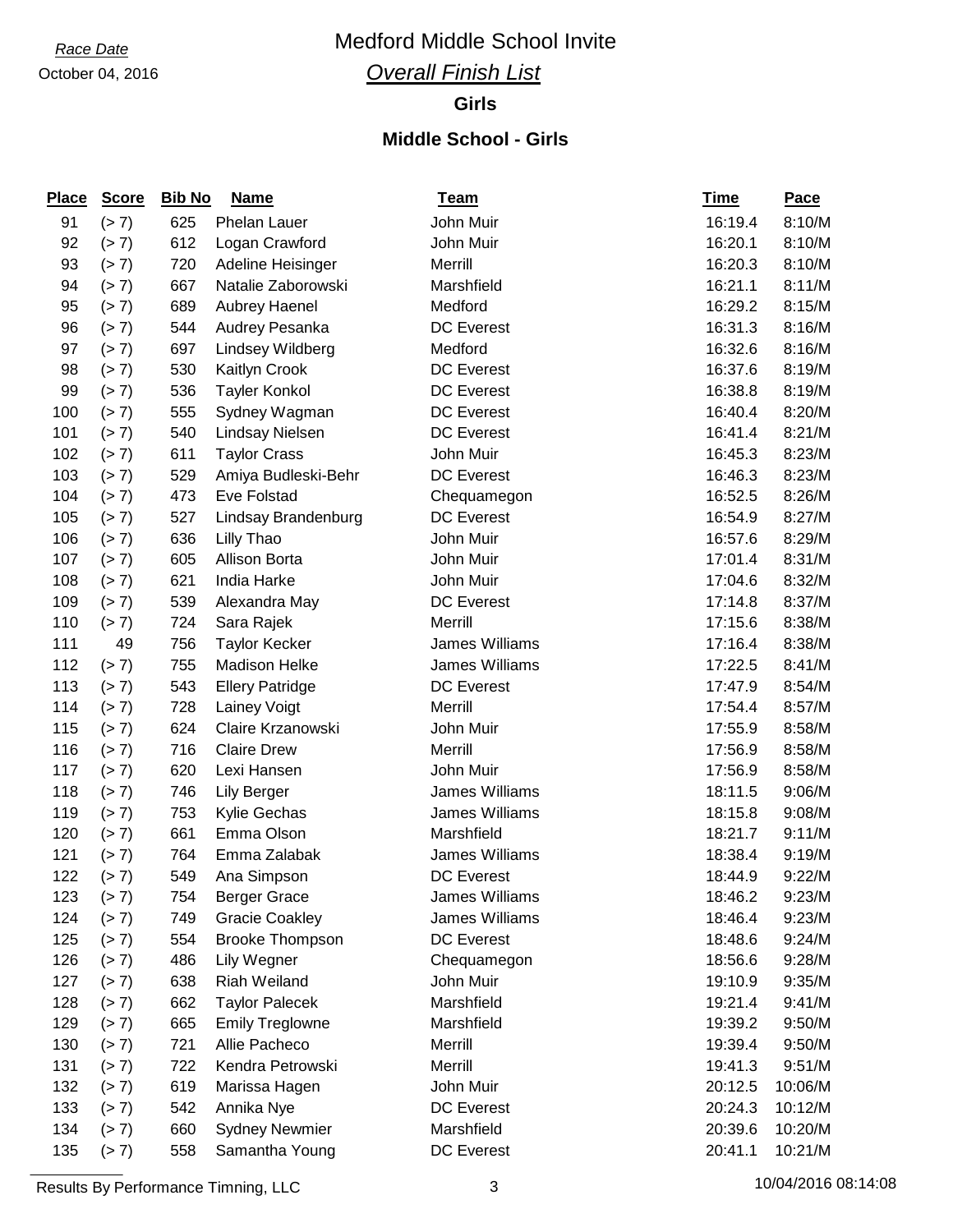Race Date

October 04, 2016

# Medford Middle School Invite

## Overall Finish List

### Girls

### Middle School - Girls

| Place | Score | Bib No | Name | Team | Time | Pace |
|---|---|---|---|---|---|---|
| 91 | (> 7) | 625 | Phelan Lauer | John Muir | 16:19.4 | 8:10/M |
| 92 | (> 7) | 612 | Logan Crawford | John Muir | 16:20.1 | 8:10/M |
| 93 | (> 7) | 720 | Adeline Heisinger | Merrill | 16:20.3 | 8:10/M |
| 94 | (> 7) | 667 | Natalie Zaborowski | Marshfield | 16:21.1 | 8:11/M |
| 95 | (> 7) | 689 | Aubrey Haenel | Medford | 16:29.2 | 8:15/M |
| 96 | (> 7) | 544 | Audrey Pesanka | DC Everest | 16:31.3 | 8:16/M |
| 97 | (> 7) | 697 | Lindsey Wildberg | Medford | 16:32.6 | 8:16/M |
| 98 | (> 7) | 530 | Kaitlyn Crook | DC Everest | 16:37.6 | 8:19/M |
| 99 | (> 7) | 536 | Tayler Konkol | DC Everest | 16:38.8 | 8:19/M |
| 100 | (> 7) | 555 | Sydney Wagman | DC Everest | 16:40.4 | 8:20/M |
| 101 | (> 7) | 540 | Lindsay Nielsen | DC Everest | 16:41.4 | 8:21/M |
| 102 | (> 7) | 611 | Taylor Crass | John Muir | 16:45.3 | 8:23/M |
| 103 | (> 7) | 529 | Amiya Budleski-Behr | DC Everest | 16:46.3 | 8:23/M |
| 104 | (> 7) | 473 | Eve Folstad | Chequamegon | 16:52.5 | 8:26/M |
| 105 | (> 7) | 527 | Lindsay Brandenburg | DC Everest | 16:54.9 | 8:27/M |
| 106 | (> 7) | 636 | Lilly Thao | John Muir | 16:57.6 | 8:29/M |
| 107 | (> 7) | 605 | Allison Borta | John Muir | 17:01.4 | 8:31/M |
| 108 | (> 7) | 621 | India Harke | John Muir | 17:04.6 | 8:32/M |
| 109 | (> 7) | 539 | Alexandra May | DC Everest | 17:14.8 | 8:37/M |
| 110 | (> 7) | 724 | Sara Rajek | Merrill | 17:15.6 | 8:38/M |
| 111 | 49 | 756 | Taylor Kecker | James Williams | 17:16.4 | 8:38/M |
| 112 | (> 7) | 755 | Madison Helke | James Williams | 17:22.5 | 8:41/M |
| 113 | (> 7) | 543 | Ellery Patridge | DC Everest | 17:47.9 | 8:54/M |
| 114 | (> 7) | 728 | Lainey Voigt | Merrill | 17:54.4 | 8:57/M |
| 115 | (> 7) | 624 | Claire Krzanowski | John Muir | 17:55.9 | 8:58/M |
| 116 | (> 7) | 716 | Claire Drew | Merrill | 17:56.9 | 8:58/M |
| 117 | (> 7) | 620 | Lexi Hansen | John Muir | 17:56.9 | 8:58/M |
| 118 | (> 7) | 746 | Lily Berger | James Williams | 18:11.5 | 9:06/M |
| 119 | (> 7) | 753 | Kylie Gechas | James Williams | 18:15.8 | 9:08/M |
| 120 | (> 7) | 661 | Emma Olson | Marshfield | 18:21.7 | 9:11/M |
| 121 | (> 7) | 764 | Emma Zalabak | James Williams | 18:38.4 | 9:19/M |
| 122 | (> 7) | 549 | Ana Simpson | DC Everest | 18:44.9 | 9:22/M |
| 123 | (> 7) | 754 | Berger Grace | James Williams | 18:46.2 | 9:23/M |
| 124 | (> 7) | 749 | Gracie Coakley | James Williams | 18:46.4 | 9:23/M |
| 125 | (> 7) | 554 | Brooke Thompson | DC Everest | 18:48.6 | 9:24/M |
| 126 | (> 7) | 486 | Lily Wegner | Chequamegon | 18:56.6 | 9:28/M |
| 127 | (> 7) | 638 | Riah Weiland | John Muir | 19:10.9 | 9:35/M |
| 128 | (> 7) | 662 | Taylor Palecek | Marshfield | 19:21.4 | 9:41/M |
| 129 | (> 7) | 665 | Emily Treglowne | Marshfield | 19:39.2 | 9:50/M |
| 130 | (> 7) | 721 | Allie Pacheco | Merrill | 19:39.4 | 9:50/M |
| 131 | (> 7) | 722 | Kendra Petrowski | Merrill | 19:41.3 | 9:51/M |
| 132 | (> 7) | 619 | Marissa Hagen | John Muir | 20:12.5 | 10:06/M |
| 133 | (> 7) | 542 | Annika Nye | DC Everest | 20:24.3 | 10:12/M |
| 134 | (> 7) | 660 | Sydney Newmier | Marshfield | 20:39.6 | 10:20/M |
| 135 | (> 7) | 558 | Samantha Young | DC Everest | 20:41.1 | 10:21/M |

Results By Performance Timning, LLC — 10/04/2016 08:14:08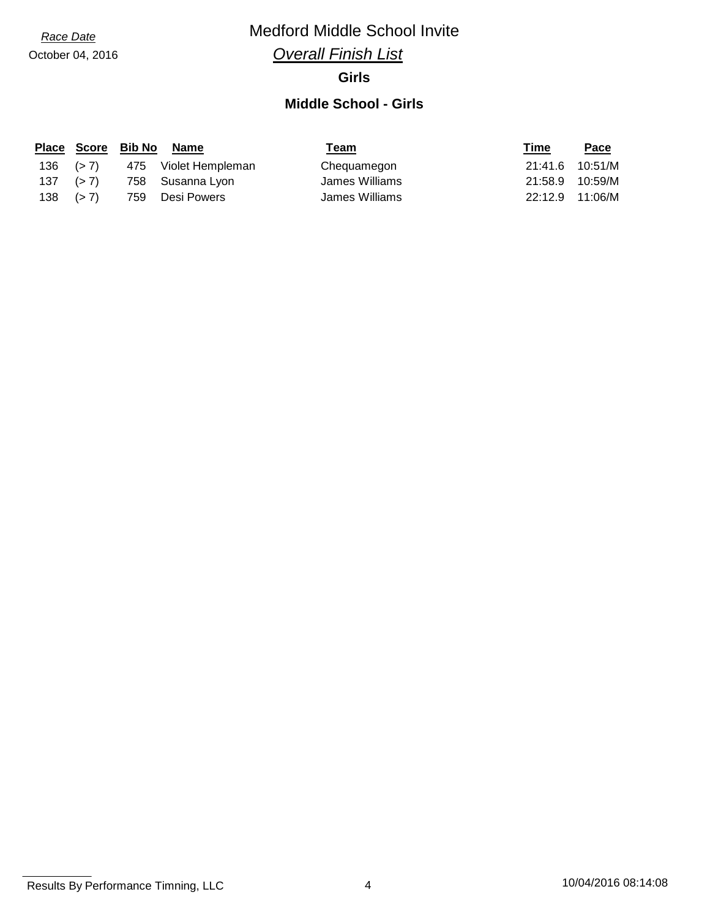Race Date

October 04, 2016

# Medford Middle School Invite

## *Overall Finish List*

### Girls

### Middle School - Girls

| Place | Score | Bib No | Name | Team | Time | Pace |
|---|---|---|---|---|---|---|
| 136 | (> 7) | 475 | Violet Hempleman | Chequamegon | 21:41.6 | 10:51/M |
| 137 | (> 7) | 758 | Susanna Lyon | James Williams | 21:58.9 | 10:59/M |
| 138 | (> 7) | 759 | Desi Powers | James Williams | 22:12.9 | 11:06/M |

Results By Performance Timning, LLC

10/04/2016 08:14:08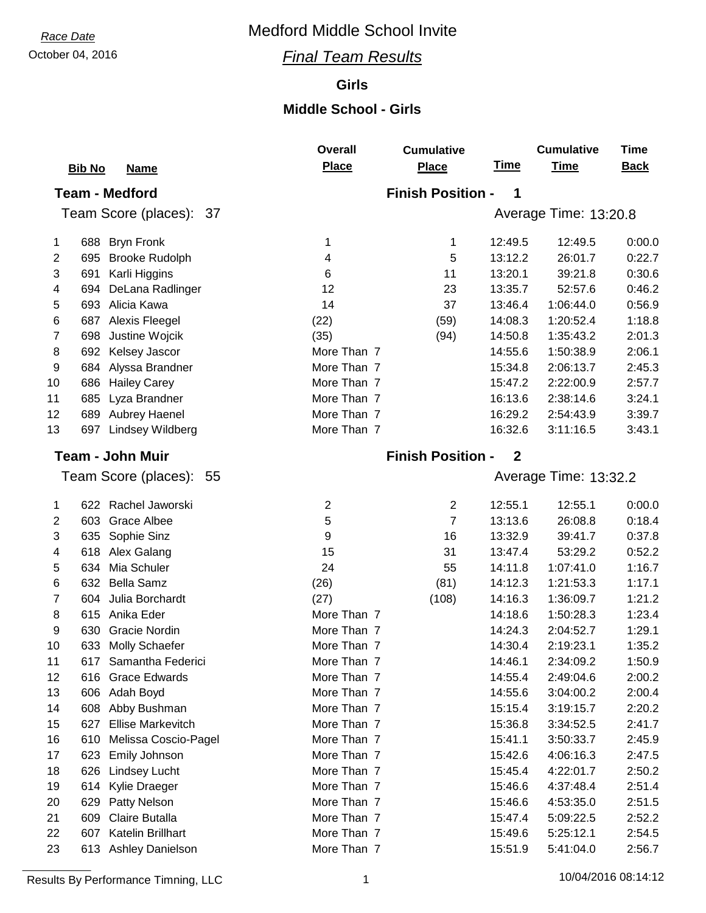*Race Date*

October 04, 2016

# Medford Middle School Invite

## *Final Team Results*

### Girls

### Middle School - Girls

**Team - Medford** — Finish Position - **1**

Team Score (places): 37 — Average Time: 13:20.8

| | Bib No | Name | Overall Place | Cumulative Place | Time | Cumulative Time | Time Back |
|---|---|---|---|---|---|---|---|
| 1 | 688 | Bryn Fronk | 1 | 1 | 12:49.5 | 12:49.5 | 0:00.0 |
| 2 | 695 | Brooke Rudolph | 4 | 5 | 13:12.2 | 26:01.7 | 0:22.7 |
| 3 | 691 | Karli Higgins | 6 | 11 | 13:20.1 | 39:21.8 | 0:30.6 |
| 4 | 694 | DeLana Radlinger | 12 | 23 | 13:35.7 | 52:57.6 | 0:46.2 |
| 5 | 693 | Alicia Kawa | 14 | 37 | 13:46.4 | 1:06:44.0 | 0:56.9 |
| 6 | 687 | Alexis Fleegel | (22) | (59) | 14:08.3 | 1:20:52.4 | 1:18.8 |
| 7 | 698 | Justine Wojcik | (35) | (94) | 14:50.8 | 1:35:43.2 | 2:01.3 |
| 8 | 692 | Kelsey Jascor | More Than 7 | | 14:55.6 | 1:50:38.9 | 2:06.1 |
| 9 | 684 | Alyssa Brandner | More Than 7 | | 15:34.8 | 2:06:13.7 | 2:45.3 |
| 10 | 686 | Hailey Carey | More Than 7 | | 15:47.2 | 2:22:00.9 | 2:57.7 |
| 11 | 685 | Lyza Brandner | More Than 7 | | 16:13.6 | 2:38:14.6 | 3:24.1 |
| 12 | 689 | Aubrey Haenel | More Than 7 | | 16:29.2 | 2:54:43.9 | 3:39.7 |
| 13 | 697 | Lindsey Wildberg | More Than 7 | | 16:32.6 | 3:11:16.5 | 3:43.1 |

**Team - John Muir** — Finish Position - **2**

Team Score (places): 55 — Average Time: 13:32.2

| | Bib No | Name | Overall Place | Cumulative Place | Time | Cumulative Time | Time Back |
|---|---|---|---|---|---|---|---|
| 1 | 622 | Rachel Jaworski | 2 | 2 | 12:55.1 | 12:55.1 | 0:00.0 |
| 2 | 603 | Grace Albee | 5 | 7 | 13:13.6 | 26:08.8 | 0:18.4 |
| 3 | 635 | Sophie Sinz | 9 | 16 | 13:32.9 | 39:41.7 | 0:37.8 |
| 4 | 618 | Alex Galang | 15 | 31 | 13:47.4 | 53:29.2 | 0:52.2 |
| 5 | 634 | Mia Schuler | 24 | 55 | 14:11.8 | 1:07:41.0 | 1:16.7 |
| 6 | 632 | Bella Samz | (26) | (81) | 14:12.3 | 1:21:53.3 | 1:17.1 |
| 7 | 604 | Julia Borchardt | (27) | (108) | 14:16.3 | 1:36:09.7 | 1:21.2 |
| 8 | 615 | Anika Eder | More Than 7 | | 14:18.6 | 1:50:28.3 | 1:23.4 |
| 9 | 630 | Gracie Nordin | More Than 7 | | 14:24.3 | 2:04:52.7 | 1:29.1 |
| 10 | 633 | Molly Schaefer | More Than 7 | | 14:30.4 | 2:19:23.1 | 1:35.2 |
| 11 | 617 | Samantha Federici | More Than 7 | | 14:46.1 | 2:34:09.2 | 1:50.9 |
| 12 | 616 | Grace Edwards | More Than 7 | | 14:55.4 | 2:49:04.6 | 2:00.2 |
| 13 | 606 | Adah Boyd | More Than 7 | | 14:55.6 | 3:04:00.2 | 2:00.4 |
| 14 | 608 | Abby Bushman | More Than 7 | | 15:15.4 | 3:19:15.7 | 2:20.2 |
| 15 | 627 | Ellise Markevitch | More Than 7 | | 15:36.8 | 3:34:52.5 | 2:41.7 |
| 16 | 610 | Melissa Coscio-Pagel | More Than 7 | | 15:41.1 | 3:50:33.7 | 2:45.9 |
| 17 | 623 | Emily Johnson | More Than 7 | | 15:42.6 | 4:06:16.3 | 2:47.5 |
| 18 | 626 | Lindsey Lucht | More Than 7 | | 15:45.4 | 4:22:01.7 | 2:50.2 |
| 19 | 614 | Kylie Draeger | More Than 7 | | 15:46.6 | 4:37:48.4 | 2:51.4 |
| 20 | 629 | Patty Nelson | More Than 7 | | 15:46.6 | 4:53:35.0 | 2:51.5 |
| 21 | 609 | Claire Butalla | More Than 7 | | 15:47.4 | 5:09:22.5 | 2:52.2 |
| 22 | 607 | Katelin Brillhart | More Than 7 | | 15:49.6 | 5:25:12.1 | 2:54.5 |
| 23 | 613 | Ashley Danielson | More Than 7 | | 15:51.9 | 5:41:04.0 | 2:56.7 |

Results By Performance Timning, LLC — 10/04/2016 08:14:12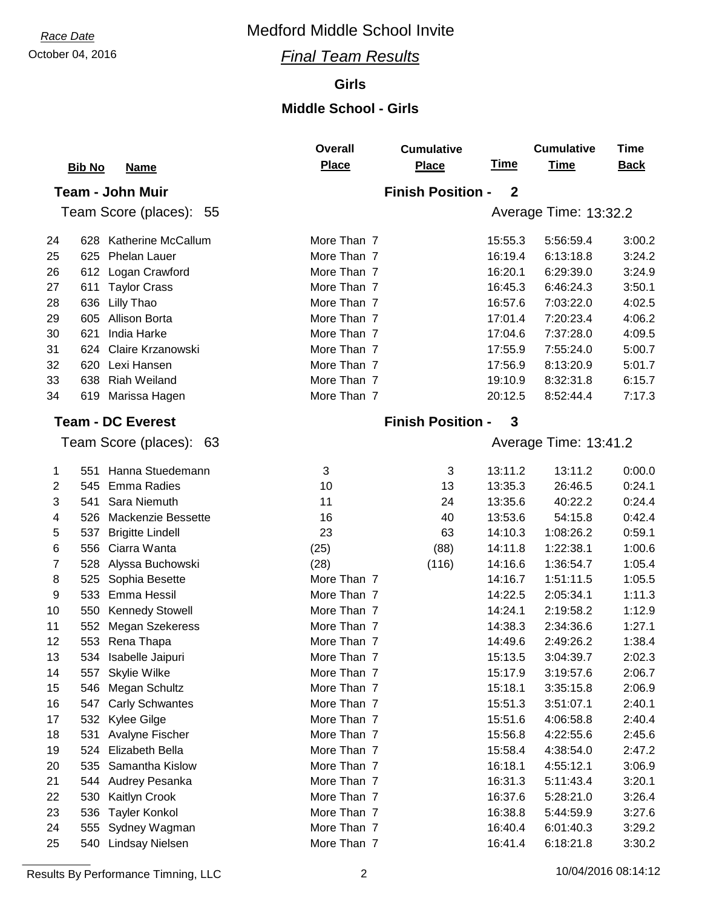Race Date
October 04, 2016

# Medford Middle School Invite

## *Final Team Results*

### Girls

### Middle School - Girls

| | Bib No | Name | Overall Place | Cumulative Place | Time | Cumulative Time | Time Back |
|---|---|---|---|---|---|---|---|
| **Team - John Muir** | | | | **Finish Position - 2** | | | |
| Team Score (places): 55 | | | | | Average Time: 13:32.2 | | |
| 24 | 628 | Katherine McCallum | More Than 7 | | 15:55.3 | 5:56:59.4 | 3:00.2 |
| 25 | 625 | Phelan Lauer | More Than 7 | | 16:19.4 | 6:13:18.8 | 3:24.2 |
| 26 | 612 | Logan Crawford | More Than 7 | | 16:20.1 | 6:29:39.0 | 3:24.9 |
| 27 | 611 | Taylor Crass | More Than 7 | | 16:45.3 | 6:46:24.3 | 3:50.1 |
| 28 | 636 | Lilly Thao | More Than 7 | | 16:57.6 | 7:03:22.0 | 4:02.5 |
| 29 | 605 | Allison Borta | More Than 7 | | 17:01.4 | 7:20:23.4 | 4:06.2 |
| 30 | 621 | India Harke | More Than 7 | | 17:04.6 | 7:37:28.0 | 4:09.5 |
| 31 | 624 | Claire Krzanowski | More Than 7 | | 17:55.9 | 7:55:24.0 | 5:00.7 |
| 32 | 620 | Lexi Hansen | More Than 7 | | 17:56.9 | 8:13:20.9 | 5:01.7 |
| 33 | 638 | Riah Weiland | More Than 7 | | 19:10.9 | 8:32:31.8 | 6:15.7 |
| 34 | 619 | Marissa Hagen | More Than 7 | | 20:12.5 | 8:52:44.4 | 7:17.3 |
| **Team - DC Everest** | | | | **Finish Position - 3** | | | |
| Team Score (places): 63 | | | | | Average Time: 13:41.2 | | |
| 1 | 551 | Hanna Stuedemann | 3 | 3 | 13:11.2 | 13:11.2 | 0:00.0 |
| 2 | 545 | Emma Radies | 10 | 13 | 13:35.3 | 26:46.5 | 0:24.1 |
| 3 | 541 | Sara Niemuth | 11 | 24 | 13:35.6 | 40:22.2 | 0:24.4 |
| 4 | 526 | Mackenzie Bessette | 16 | 40 | 13:53.6 | 54:15.8 | 0:42.4 |
| 5 | 537 | Brigitte Lindell | 23 | 63 | 14:10.3 | 1:08:26.2 | 0:59.1 |
| 6 | 556 | Ciarra Wanta | (25) | (88) | 14:11.8 | 1:22:38.1 | 1:00.6 |
| 7 | 528 | Alyssa Buchowski | (28) | (116) | 14:16.6 | 1:36:54.7 | 1:05.4 |
| 8 | 525 | Sophia Besette | More Than 7 | | 14:16.7 | 1:51:11.5 | 1:05.5 |
| 9 | 533 | Emma Hessil | More Than 7 | | 14:22.5 | 2:05:34.1 | 1:11.3 |
| 10 | 550 | Kennedy Stowell | More Than 7 | | 14:24.1 | 2:19:58.2 | 1:12.9 |
| 11 | 552 | Megan Szekeress | More Than 7 | | 14:38.3 | 2:34:36.6 | 1:27.1 |
| 12 | 553 | Rena Thapa | More Than 7 | | 14:49.6 | 2:49:26.2 | 1:38.4 |
| 13 | 534 | Isabelle Jaipuri | More Than 7 | | 15:13.5 | 3:04:39.7 | 2:02.3 |
| 14 | 557 | Skylie Wilke | More Than 7 | | 15:17.9 | 3:19:57.6 | 2:06.7 |
| 15 | 546 | Megan Schultz | More Than 7 | | 15:18.1 | 3:35:15.8 | 2:06.9 |
| 16 | 547 | Carly Schwantes | More Than 7 | | 15:51.3 | 3:51:07.1 | 2:40.1 |
| 17 | 532 | Kylee Gilge | More Than 7 | | 15:51.6 | 4:06:58.8 | 2:40.4 |
| 18 | 531 | Avalyne Fischer | More Than 7 | | 15:56.8 | 4:22:55.6 | 2:45.6 |
| 19 | 524 | Elizabeth Bella | More Than 7 | | 15:58.4 | 4:38:54.0 | 2:47.2 |
| 20 | 535 | Samantha Kislow | More Than 7 | | 16:18.1 | 4:55:12.1 | 3:06.9 |
| 21 | 544 | Audrey Pesanka | More Than 7 | | 16:31.3 | 5:11:43.4 | 3:20.1 |
| 22 | 530 | Kaitlyn Crook | More Than 7 | | 16:37.6 | 5:28:21.0 | 3:26.4 |
| 23 | 536 | Tayler Konkol | More Than 7 | | 16:38.8 | 5:44:59.9 | 3:27.6 |
| 24 | 555 | Sydney Wagman | More Than 7 | | 16:40.4 | 6:01:40.3 | 3:29.2 |
| 25 | 540 | Lindsay Nielsen | More Than 7 | | 16:41.4 | 6:18:21.8 | 3:30.2 |

Results By Performance Timning, LLC — 10/04/2016 08:14:12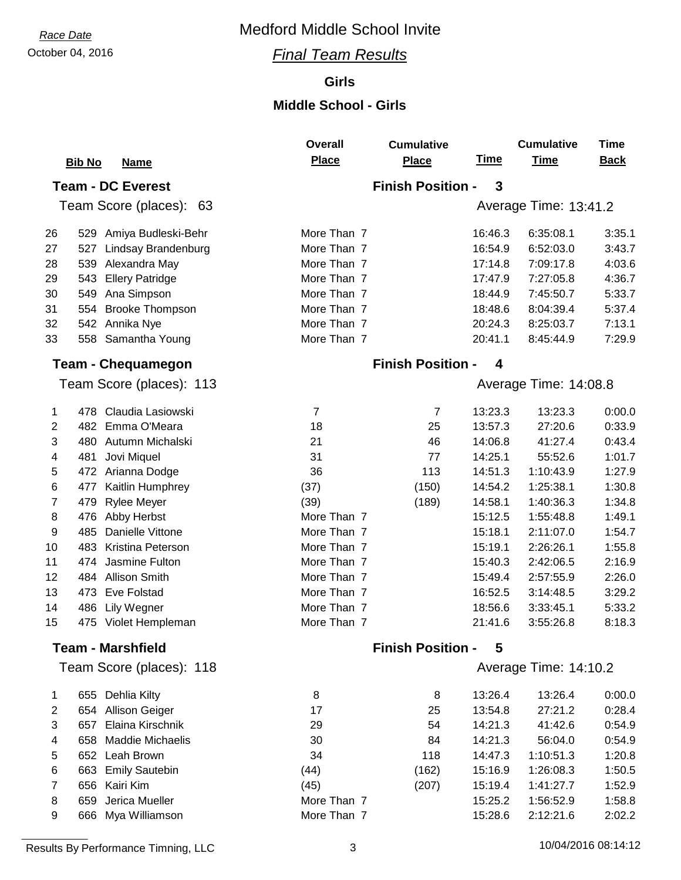Race Date
October 04, 2016

# Medford Middle School Invite

## *Final Team Results*

### Girls

### Middle School - Girls

| | Bib No | Name | Overall Place | Cumulative Place | Time | Cumulative Time | Time Back |
|---|---|---|---|---|---|---|---|
| **Team - DC Everest** | | | **Finish Position - 3** | | | | |
| Team Score (places): 63 | | | | | Average Time: 13:41.2 | | |
| 26 | 529 | Amiya Budleski-Behr | More Than 7 | | 16:46.3 | 6:35:08.1 | 3:35.1 |
| 27 | 527 | Lindsay Brandenburg | More Than 7 | | 16:54.9 | 6:52:03.0 | 3:43.7 |
| 28 | 539 | Alexandra May | More Than 7 | | 17:14.8 | 7:09:17.8 | 4:03.6 |
| 29 | 543 | Ellery Patridge | More Than 7 | | 17:47.9 | 7:27:05.8 | 4:36.7 |
| 30 | 549 | Ana Simpson | More Than 7 | | 18:44.9 | 7:45:50.7 | 5:33.7 |
| 31 | 554 | Brooke Thompson | More Than 7 | | 18:48.6 | 8:04:39.4 | 5:37.4 |
| 32 | 542 | Annika Nye | More Than 7 | | 20:24.3 | 8:25:03.7 | 7:13.1 |
| 33 | 558 | Samantha Young | More Than 7 | | 20:41.1 | 8:45:44.9 | 7:29.9 |
| **Team - Chequamegon** | | | **Finish Position - 4** | | | | |
| Team Score (places): 113 | | | | | Average Time: 14:08.8 | | |
| 1 | 478 | Claudia Lasiowski | 7 | 7 | 13:23.3 | 13:23.3 | 0:00.0 |
| 2 | 482 | Emma O'Meara | 18 | 25 | 13:57.3 | 27:20.6 | 0:33.9 |
| 3 | 480 | Autumn Michalski | 21 | 46 | 14:06.8 | 41:27.4 | 0:43.4 |
| 4 | 481 | Jovi Miquel | 31 | 77 | 14:25.1 | 55:52.6 | 1:01.7 |
| 5 | 472 | Arianna Dodge | 36 | 113 | 14:51.3 | 1:10:43.9 | 1:27.9 |
| 6 | 477 | Kaitlin Humphrey | (37) | (150) | 14:54.2 | 1:25:38.1 | 1:30.8 |
| 7 | 479 | Rylee Meyer | (39) | (189) | 14:58.1 | 1:40:36.3 | 1:34.8 |
| 8 | 476 | Abby Herbst | More Than 7 | | 15:12.5 | 1:55:48.8 | 1:49.1 |
| 9 | 485 | Danielle Vittone | More Than 7 | | 15:18.1 | 2:11:07.0 | 1:54.7 |
| 10 | 483 | Kristina Peterson | More Than 7 | | 15:19.1 | 2:26:26.1 | 1:55.8 |
| 11 | 474 | Jasmine Fulton | More Than 7 | | 15:40.3 | 2:42:06.5 | 2:16.9 |
| 12 | 484 | Allison Smith | More Than 7 | | 15:49.4 | 2:57:55.9 | 2:26.0 |
| 13 | 473 | Eve Folstad | More Than 7 | | 16:52.5 | 3:14:48.5 | 3:29.2 |
| 14 | 486 | Lily Wegner | More Than 7 | | 18:56.6 | 3:33:45.1 | 5:33.2 |
| 15 | 475 | Violet Hempleman | More Than 7 | | 21:41.6 | 3:55:26.8 | 8:18.3 |
| **Team - Marshfield** | | | **Finish Position - 5** | | | | |
| Team Score (places): 118 | | | | | Average Time: 14:10.2 | | |
| 1 | 655 | Dehlia Kilty | 8 | 8 | 13:26.4 | 13:26.4 | 0:00.0 |
| 2 | 654 | Allison Geiger | 17 | 25 | 13:54.8 | 27:21.2 | 0:28.4 |
| 3 | 657 | Elaina Kirschnik | 29 | 54 | 14:21.3 | 41:42.6 | 0:54.9 |
| 4 | 658 | Maddie Michaelis | 30 | 84 | 14:21.3 | 56:04.0 | 0:54.9 |
| 5 | 652 | Leah Brown | 34 | 118 | 14:47.3 | 1:10:51.3 | 1:20.8 |
| 6 | 663 | Emily Sautebin | (44) | (162) | 15:16.9 | 1:26:08.3 | 1:50.5 |
| 7 | 656 | Kairi Kim | (45) | (207) | 15:19.4 | 1:41:27.7 | 1:52.9 |
| 8 | 659 | Jerica Mueller | More Than 7 | | 15:25.2 | 1:56:52.9 | 1:58.8 |
| 9 | 666 | Mya Williamson | More Than 7 | | 15:28.6 | 2:12:21.6 | 2:02.2 |

Results By Performance Timning, LLC — 10/04/2016 08:14:12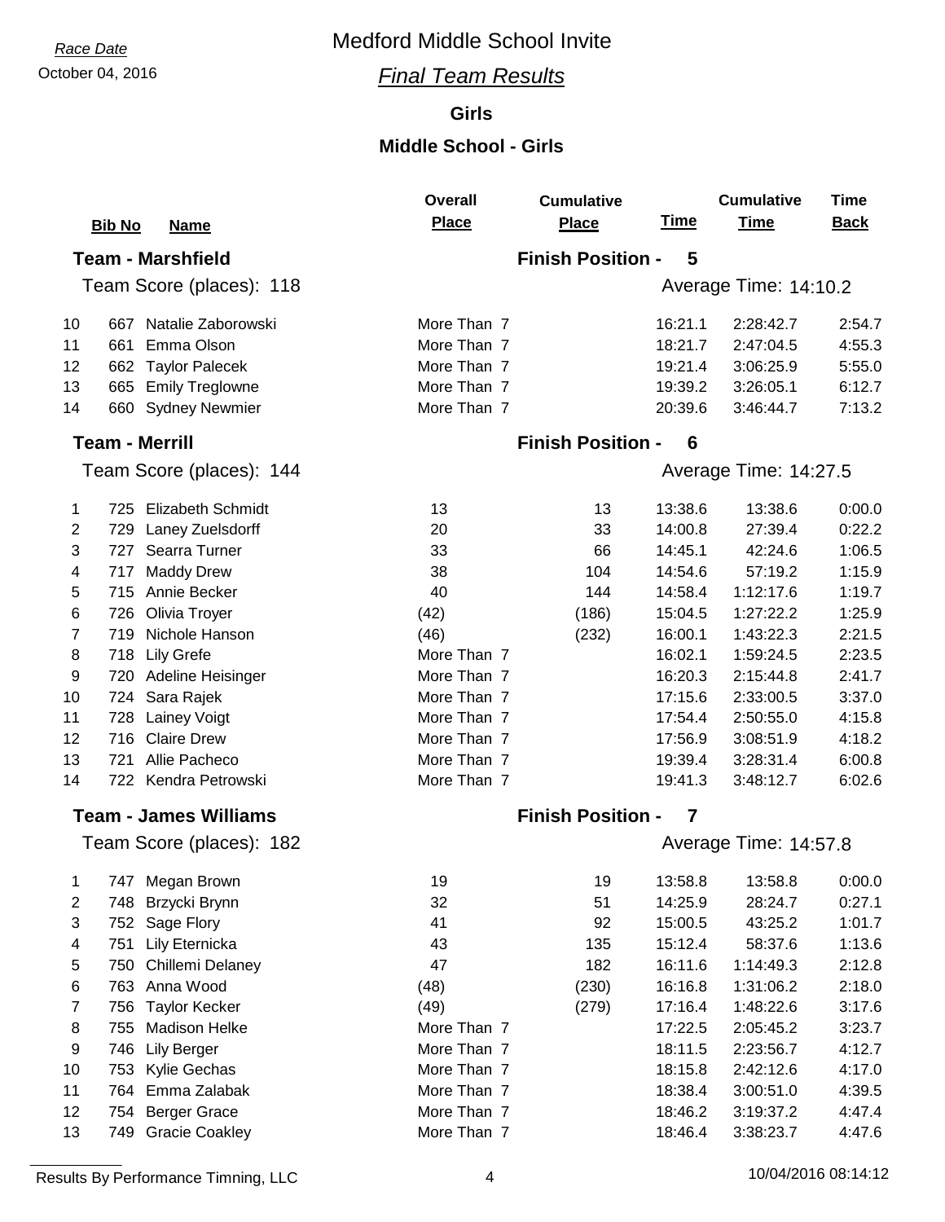*Race Date*

October 04, 2016

# Medford Middle School Invite

## *Final Team Results*

### Girls

### Middle School - Girls

| | Bib No | Name | Overall Place | Cumulative Place | Time | Cumulative Time | Time Back |
|---|---|---|---|---|---|---|---|
| **Team - Marshfield** | | | **Finish Position - 5** | | | | |
| Team Score (places): 118 | | | | | Average Time: 14:10.2 | | |
| 10 | 667 | Natalie Zaborowski | More Than 7 | | 16:21.1 | 2:28:42.7 | 2:54.7 |
| 11 | 661 | Emma Olson | More Than 7 | | 18:21.7 | 2:47:04.5 | 4:55.3 |
| 12 | 662 | Taylor Palecek | More Than 7 | | 19:21.4 | 3:06:25.9 | 5:55.0 |
| 13 | 665 | Emily Treglowne | More Than 7 | | 19:39.2 | 3:26:05.1 | 6:12.7 |
| 14 | 660 | Sydney Newmier | More Than 7 | | 20:39.6 | 3:46:44.7 | 7:13.2 |
| **Team - Merrill** | | | **Finish Position - 6** | | | | |
| Team Score (places): 144 | | | | | Average Time: 14:27.5 | | |
| 1 | 725 | Elizabeth Schmidt | 13 | 13 | 13:38.6 | 13:38.6 | 0:00.0 |
| 2 | 729 | Laney Zuelsdorff | 20 | 33 | 14:00.8 | 27:39.4 | 0:22.2 |
| 3 | 727 | Searra Turner | 33 | 66 | 14:45.1 | 42:24.6 | 1:06.5 |
| 4 | 717 | Maddy Drew | 38 | 104 | 14:54.6 | 57:19.2 | 1:15.9 |
| 5 | 715 | Annie Becker | 40 | 144 | 14:58.4 | 1:12:17.6 | 1:19.7 |
| 6 | 726 | Olivia Troyer | (42) | (186) | 15:04.5 | 1:27:22.2 | 1:25.9 |
| 7 | 719 | Nichole Hanson | (46) | (232) | 16:00.1 | 1:43:22.3 | 2:21.5 |
| 8 | 718 | Lily Grefe | More Than 7 | | 16:02.1 | 1:59:24.5 | 2:23.5 |
| 9 | 720 | Adeline Heisinger | More Than 7 | | 16:20.3 | 2:15:44.8 | 2:41.7 |
| 10 | 724 | Sara Rajek | More Than 7 | | 17:15.6 | 2:33:00.5 | 3:37.0 |
| 11 | 728 | Lainey Voigt | More Than 7 | | 17:54.4 | 2:50:55.0 | 4:15.8 |
| 12 | 716 | Claire Drew | More Than 7 | | 17:56.9 | 3:08:51.9 | 4:18.2 |
| 13 | 721 | Allie Pacheco | More Than 7 | | 19:39.4 | 3:28:31.4 | 6:00.8 |
| 14 | 722 | Kendra Petrowski | More Than 7 | | 19:41.3 | 3:48:12.7 | 6:02.6 |
| **Team - James Williams** | | | **Finish Position - 7** | | | | |
| Team Score (places): 182 | | | | | Average Time: 14:57.8 | | |
| 1 | 747 | Megan Brown | 19 | 19 | 13:58.8 | 13:58.8 | 0:00.0 |
| 2 | 748 | Brzycki Brynn | 32 | 51 | 14:25.9 | 28:24.7 | 0:27.1 |
| 3 | 752 | Sage Flory | 41 | 92 | 15:00.5 | 43:25.2 | 1:01.7 |
| 4 | 751 | Lily Eternicka | 43 | 135 | 15:12.4 | 58:37.6 | 1:13.6 |
| 5 | 750 | Chillemi Delaney | 47 | 182 | 16:11.6 | 1:14:49.3 | 2:12.8 |
| 6 | 763 | Anna Wood | (48) | (230) | 16:16.8 | 1:31:06.2 | 2:18.0 |
| 7 | 756 | Taylor Kecker | (49) | (279) | 17:16.4 | 1:48:22.6 | 3:17.6 |
| 8 | 755 | Madison Helke | More Than 7 | | 17:22.5 | 2:05:45.2 | 3:23.7 |
| 9 | 746 | Lily Berger | More Than 7 | | 18:11.5 | 2:23:56.7 | 4:12.7 |
| 10 | 753 | Kylie Gechas | More Than 7 | | 18:15.8 | 2:42:12.6 | 4:17.0 |
| 11 | 764 | Emma Zalabak | More Than 7 | | 18:38.4 | 3:00:51.0 | 4:39.5 |
| 12 | 754 | Berger Grace | More Than 7 | | 18:46.2 | 3:19:37.2 | 4:47.4 |
| 13 | 749 | Gracie Coakley | More Than 7 | | 18:46.4 | 3:38:23.7 | 4:47.6 |

Results By Performance Timning, LLC

10/04/2016 08:14:12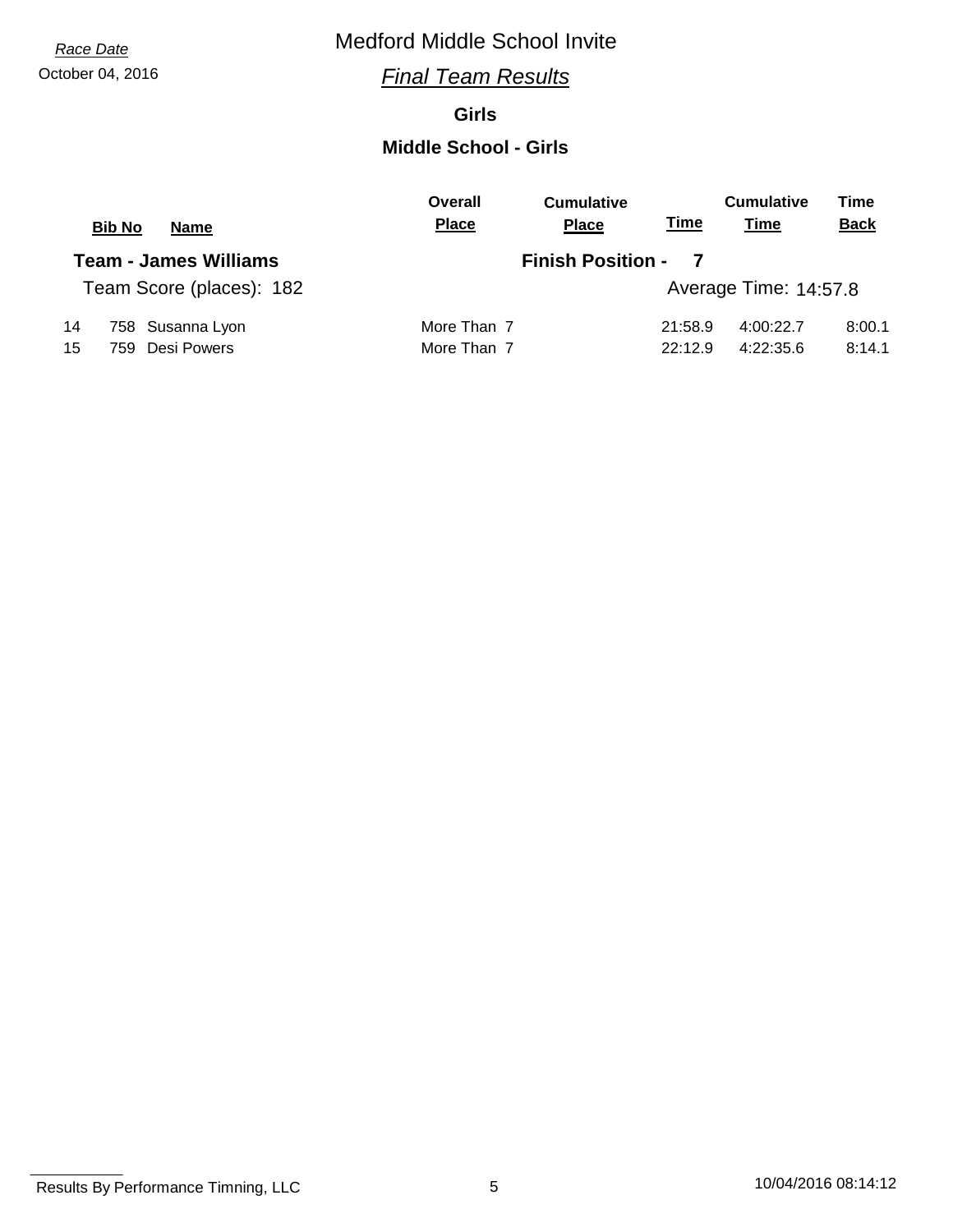*Race Date*

October 04, 2016

# Medford Middle School Invite

## *Final Team Results*

### Girls

### Middle School - Girls

| | Bib No | Name | Overall Place | Cumulative Place | Time | Cumulative Time | Time Back |
|---|---|---|---|---|---|---|---|
| **Team - James Williams** | | | | **Finish Position - 7** | | | |
| Team Score (places): 182 | | | | | Average Time: 14:57.8 | | |
| 14 | 758 | Susanna Lyon | More Than 7 | | 21:58.9 | 4:00:22.7 | 8:00.1 |
| 15 | 759 | Desi Powers | More Than 7 | | 22:12.9 | 4:22:35.6 | 8:14.1 |

Results By Performance Timning, LLC

10/04/2016 08:14:12